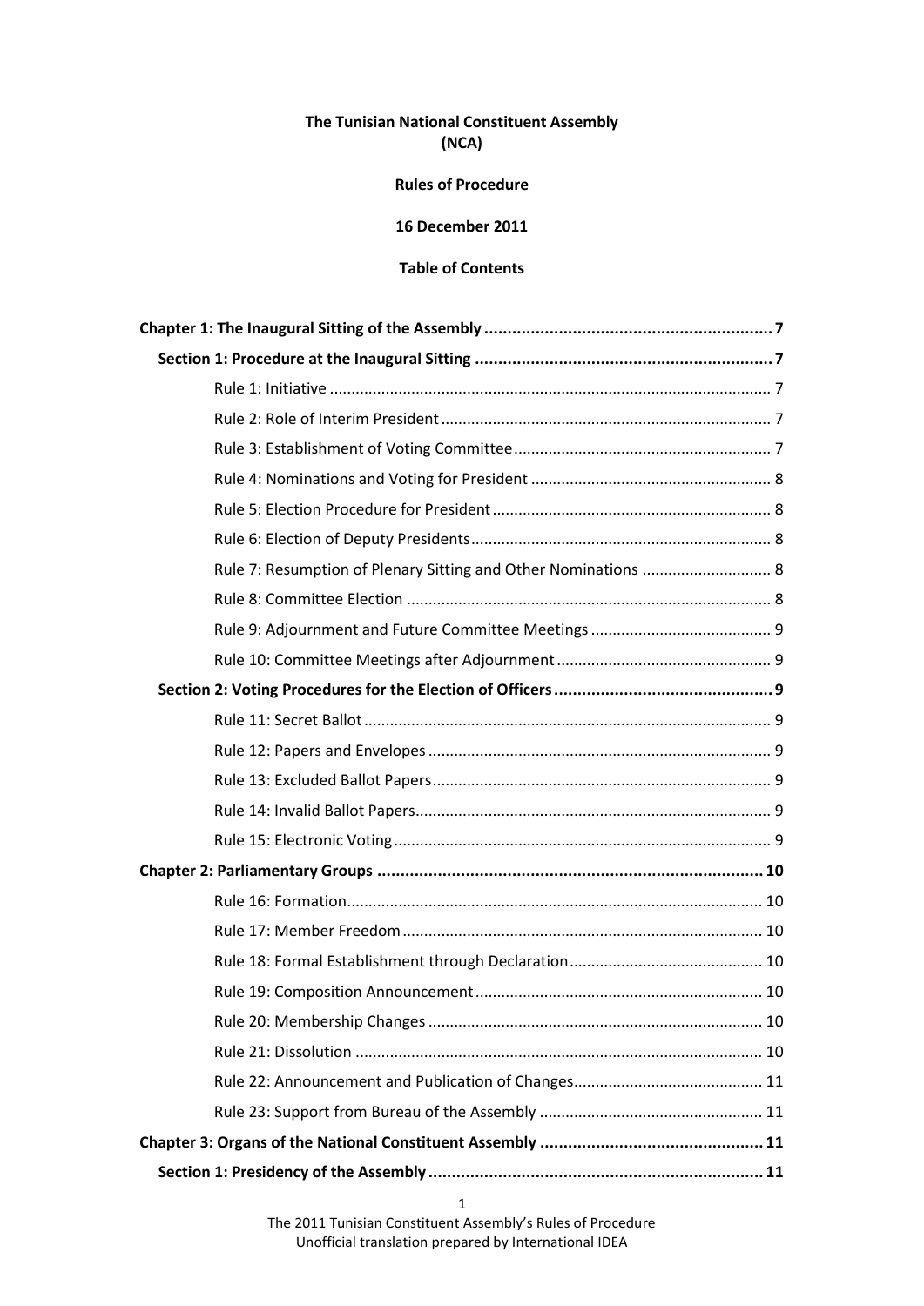**The Tunisian National Constituent Assembly (NCA)**

**Rules of Procedure**

**16 December 2011**

**Table of Contents**

**Chapter 1: The Inaugural Sitting of the Assembly ............................................................. 7**

**Section 1: Procedure at the Inaugural Sitting ................................................................ 7**

Rule 1: Initiative ..................................................................................................... 7

Rule 2: Role of Interim President ............................................................................ 7

Rule 3: Establishment of Voting Committee ........................................................... 7

Rule 4: Nominations and Voting for President ........................................................ 8

Rule 5: Election Procedure for President ................................................................ 8

Rule 6: Election of Deputy Presidents ..................................................................... 8

Rule 7: Resumption of Plenary Sitting and Other Nominations .............................. 8

Rule 8: Committee Election .................................................................................... 8

Rule 9: Adjournment and Future Committee Meetings .......................................... 9

Rule 10: Committee Meetings after Adjournment .................................................. 9

**Section 2: Voting Procedures for the Election of Officers ............................................... 9**

Rule 11: Secret Ballot .............................................................................................. 9

Rule 12: Papers and Envelopes ............................................................................... 9

Rule 13: Excluded Ballot Papers .............................................................................. 9

Rule 14: Invalid Ballot Papers.................................................................................. 9

Rule 15: Electronic Voting ....................................................................................... 9

**Chapter 2: Parliamentary Groups .................................................................................. 10**

Rule 16: Formation................................................................................................ 10

Rule 17: Member Freedom ................................................................................... 10

Rule 18: Formal Establishment through Declaration ............................................ 10

Rule 19: Composition Announcement .................................................................. 10

Rule 20: Membership Changes ............................................................................. 10

Rule 21: Dissolution .............................................................................................. 10

Rule 22: Announcement and Publication of Changes............................................ 11

Rule 23: Support from Bureau of the Assembly .................................................... 11

**Chapter 3: Organs of the National Constituent Assembly ................................................ 11**

**Section 1: Presidency of the Assembly ........................................................................ 11**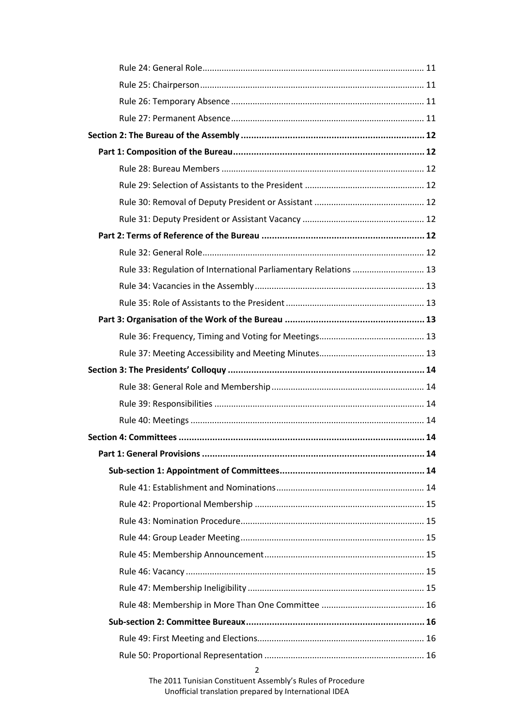Rule 24: General Role ............................................................................................ 11

Rule 25: Chairperson ............................................................................................. 11

Rule 26: Temporary Absence ................................................................................ 11

Rule 27: Permanent Absence ................................................................................ 11

**Section 2: The Bureau of the Assembly ...................................................................... 12**

**Part 1: Composition of the Bureau .......................................................................... 12**

Rule 28: Bureau Members .................................................................................... 12

Rule 29: Selection of Assistants to the President .................................................. 12

Rule 30: Removal of Deputy President or Assistant .............................................. 12

Rule 31: Deputy President or Assistant Vacancy ................................................... 12

**Part 2: Terms of Reference of the Bureau ............................................................... 12**

Rule 32: General Role ............................................................................................ 12

Rule 33: Regulation of International Parliamentary Relations .............................. 13

Rule 34: Vacancies in the Assembly ...................................................................... 13

Rule 35: Role of Assistants to the President .......................................................... 13

**Part 3: Organisation of the Work of the Bureau ...................................................... 13**

Rule 36: Frequency, Timing and Voting for Meetings ............................................ 13

Rule 37: Meeting Accessibility and Meeting Minutes ............................................ 13

**Section 3: The Presidents' Colloquy ............................................................................ 14**

Rule 38: General Role and Membership ............................................................... 14

Rule 39: Responsibilities ....................................................................................... 14

Rule 40: Meetings ................................................................................................. 14

**Section 4: Committees ............................................................................................... 14**

**Part 1: General Provisions ...................................................................................... 14**

**Sub-section 1: Appointment of Committees ........................................................ 14**

Rule 41: Establishment and Nominations ............................................................. 14

Rule 42: Proportional Membership ...................................................................... 15

Rule 43: Nomination Procedure ............................................................................ 15

Rule 44: Group Leader Meeting ............................................................................ 15

Rule 45: Membership Announcement .................................................................. 15

Rule 46: Vacancy ................................................................................................... 15

Rule 47: Membership Ineligibility ......................................................................... 15

Rule 48: Membership in More Than One Committee ........................................... 16

**Sub-section 2: Committee Bureaux ..................................................................... 16**

Rule 49: First Meeting and Elections ..................................................................... 16

Rule 50: Proportional Representation .................................................................. 16

The 2011 Tunisian Constituent Assembly's Rules of Procedure
Unofficial translation prepared by International IDEA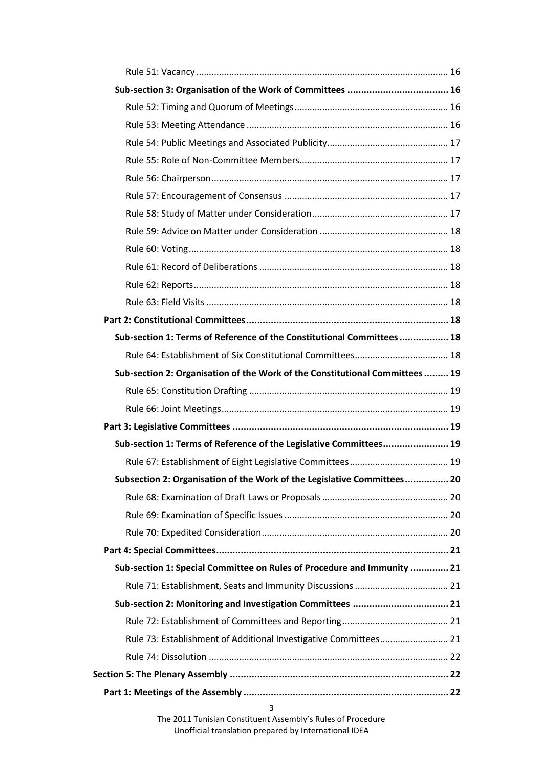Rule 51: Vacancy ........................................................................................................ 16

**Sub-section 3: Organisation of the Work of Committees ..................................... 16**

Rule 52: Timing and Quorum of Meetings ............................................................ 16

Rule 53: Meeting Attendance ............................................................................... 16

Rule 54: Public Meetings and Associated Publicity ............................................... 17

Rule 55: Role of Non-Committee Members .......................................................... 17

Rule 56: Chairperson ............................................................................................ 17

Rule 57: Encouragement of Consensus ................................................................ 17

Rule 58: Study of Matter under Consideration ..................................................... 17

Rule 59: Advice on Matter under Consideration .................................................. 18

Rule 60: Voting ..................................................................................................... 18

Rule 61: Record of Deliberations .......................................................................... 18

Rule 62: Reports ................................................................................................... 18

Rule 63: Field Visits .............................................................................................. 18

**Part 2: Constitutional Committees .......................................................................... 18**

**Sub-section 1: Terms of Reference of the Constitutional Committees .................. 18**

Rule 64: Establishment of Six Constitutional Committees .................................... 18

**Sub-section 2: Organisation of the Work of the Constitutional Committees ......... 19**

Rule 65: Constitution Drafting ............................................................................. 19

Rule 66: Joint Meetings ........................................................................................ 19

**Part 3: Legislative Committees ............................................................................... 19**

**Sub-section 1: Terms of Reference of the Legislative Committees ........................ 19**

Rule 67: Establishment of Eight Legislative Committees ...................................... 19

**Subsection 2: Organisation of the Work of the Legislative Committees ................ 20**

Rule 68: Examination of Draft Laws or Proposals ................................................. 20

Rule 69: Examination of Specific Issues ................................................................ 20

Rule 70: Expedited Consideration ......................................................................... 20

**Part 4: Special Committees ..................................................................................... 21**

**Sub-section 1: Special Committee on Rules of Procedure and Immunity .............. 21**

Rule 71: Establishment, Seats and Immunity Discussions ..................................... 21

**Sub-section 2: Monitoring and Investigation Committees ................................... 21**

Rule 72: Establishment of Committees and Reporting .......................................... 21

Rule 73: Establishment of Additional Investigative Committees ........................... 21

Rule 74: Dissolution .............................................................................................. 22

**Section 5: The Plenary Assembly ................................................................................ 22**

**Part 1: Meetings of the Assembly ........................................................................... 22**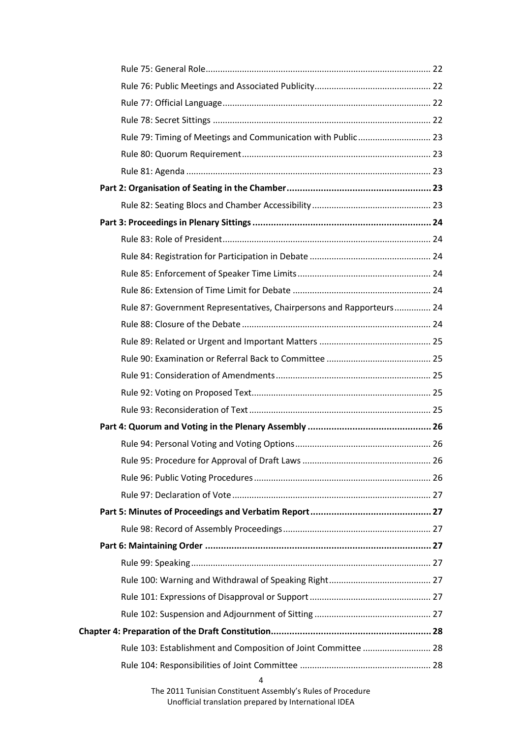Rule 75: General Role ............................................................................................ 22

Rule 76: Public Meetings and Associated Publicity ............................................... 22

Rule 77: Official Language ..................................................................................... 22

Rule 78: Secret Sittings .......................................................................................... 22

Rule 79: Timing of Meetings and Communication with Public ............................. 23

Rule 80: Quorum Requirement ............................................................................. 23

Rule 81: Agenda .................................................................................................... 23

**Part 2: Organisation of Seating in the Chamber ....................................................... 23**

Rule 82: Seating Blocs and Chamber Accessibility ................................................ 23

**Part 3: Proceedings in Plenary Sittings .................................................................... 24**

Rule 83: Role of President ..................................................................................... 24

Rule 84: Registration for Participation in Debate ................................................. 24

Rule 85: Enforcement of Speaker Time Limits ....................................................... 24

Rule 86: Extension of Time Limit for Debate ........................................................ 24

Rule 87: Government Representatives, Chairpersons and Rapporteurs ............... 24

Rule 88: Closure of the Debate ............................................................................. 24

Rule 89: Related or Urgent and Important Matters .............................................. 25

Rule 90: Examination or Referral Back to Committee ........................................... 25

Rule 91: Consideration of Amendments ................................................................ 25

Rule 92: Voting on Proposed Text ......................................................................... 25

Rule 93: Reconsideration of Text .......................................................................... 25

**Part 4: Quorum and Voting in the Plenary Assembly ............................................... 26**

Rule 94: Personal Voting and Voting Options ........................................................ 26

Rule 95: Procedure for Approval of Draft Laws ..................................................... 26

Rule 96: Public Voting Procedures ........................................................................ 26

Rule 97: Declaration of Vote ................................................................................. 27

**Part 5: Minutes of Proceedings and Verbatim Report .............................................. 27**

Rule 98: Record of Assembly Proceedings ............................................................ 27

**Part 6: Maintaining Order ......................................................................................... 27**

Rule 99: Speaking .................................................................................................. 27

Rule 100: Warning and Withdrawal of Speaking Right .......................................... 27

Rule 101: Expressions of Disapproval or Support .................................................. 27

Rule 102: Suspension and Adjournment of Sitting ................................................ 27

**Chapter 4: Preparation of the Draft Constitution ............................................................. 28**

Rule 103: Establishment and Composition of Joint Committee ............................ 28

Rule 104: Responsibilities of Joint Committee ...................................................... 28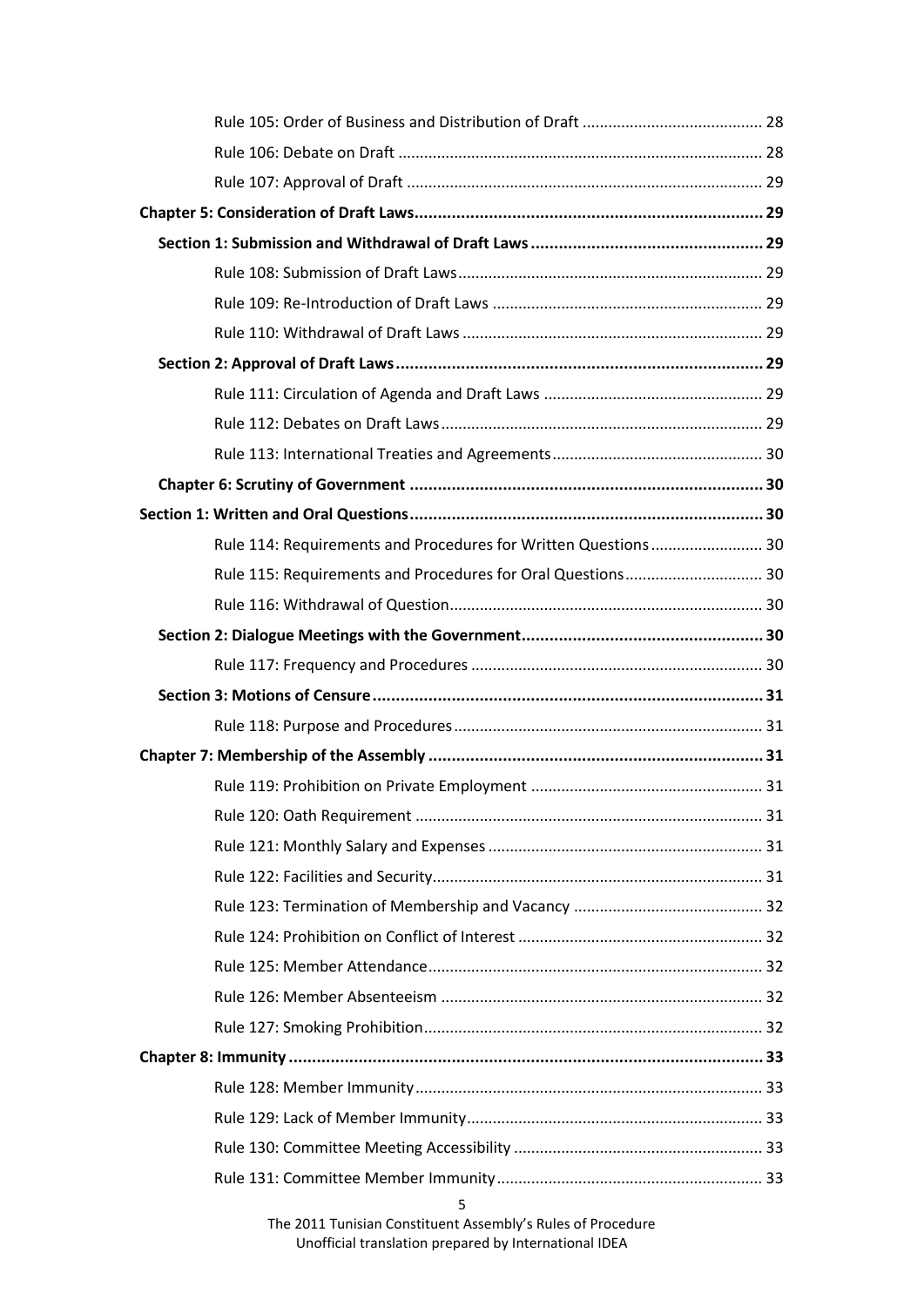Rule 105: Order of Business and Distribution of Draft ........................................ 28

Rule 106: Debate on Draft .................................................................................. 28

Rule 107: Approval of Draft ................................................................................ 29

**Chapter 5: Consideration of Draft Laws........................................................................ 29**

**Section 1: Submission and Withdrawal of Draft Laws ................................................ 29**

Rule 108: Submission of Draft Laws..................................................................... 29

Rule 109: Re-Introduction of Draft Laws ............................................................. 29

Rule 110: Withdrawal of Draft Laws .................................................................... 29

**Section 2: Approval of Draft Laws............................................................................. 29**

Rule 111: Circulation of Agenda and Draft Laws .................................................. 29

Rule 112: Debates on Draft Laws......................................................................... 29

Rule 113: International Treaties and Agreements................................................ 30

**Chapter 6: Scrutiny of Government .......................................................................... 30**

**Section 1: Written and Oral Questions........................................................................... 30**

Rule 114: Requirements and Procedures for Written Questions .......................... 30

Rule 115: Requirements and Procedures for Oral Questions................................ 30

Rule 116: Withdrawal of Question....................................................................... 30

**Section 2: Dialogue Meetings with the Government................................................... 30**

Rule 117: Frequency and Procedures .................................................................. 30

**Section 3: Motions of Censure.................................................................................. 31**

Rule 118: Purpose and Procedures...................................................................... 31

**Chapter 7: Membership of the Assembly ....................................................................... 31**

Rule 119: Prohibition on Private Employment ..................................................... 31

Rule 120: Oath Requirement ............................................................................... 31

Rule 121: Monthly Salary and Expenses ............................................................... 31

Rule 122: Facilities and Security........................................................................... 31

Rule 123: Termination of Membership and Vacancy ........................................... 32

Rule 124: Prohibition on Conflict of Interest ........................................................ 32

Rule 125: Member Attendance............................................................................ 32

Rule 126: Member Absenteeism .......................................................................... 32

Rule 127: Smoking Prohibition............................................................................. 32

**Chapter 8: Immunity ...................................................................................................... 33**

Rule 128: Member Immunity............................................................................... 33

Rule 129: Lack of Member Immunity.................................................................... 33

Rule 130: Committee Meeting Accessibility ......................................................... 33

Rule 131: Committee Member Immunity ............................................................ 33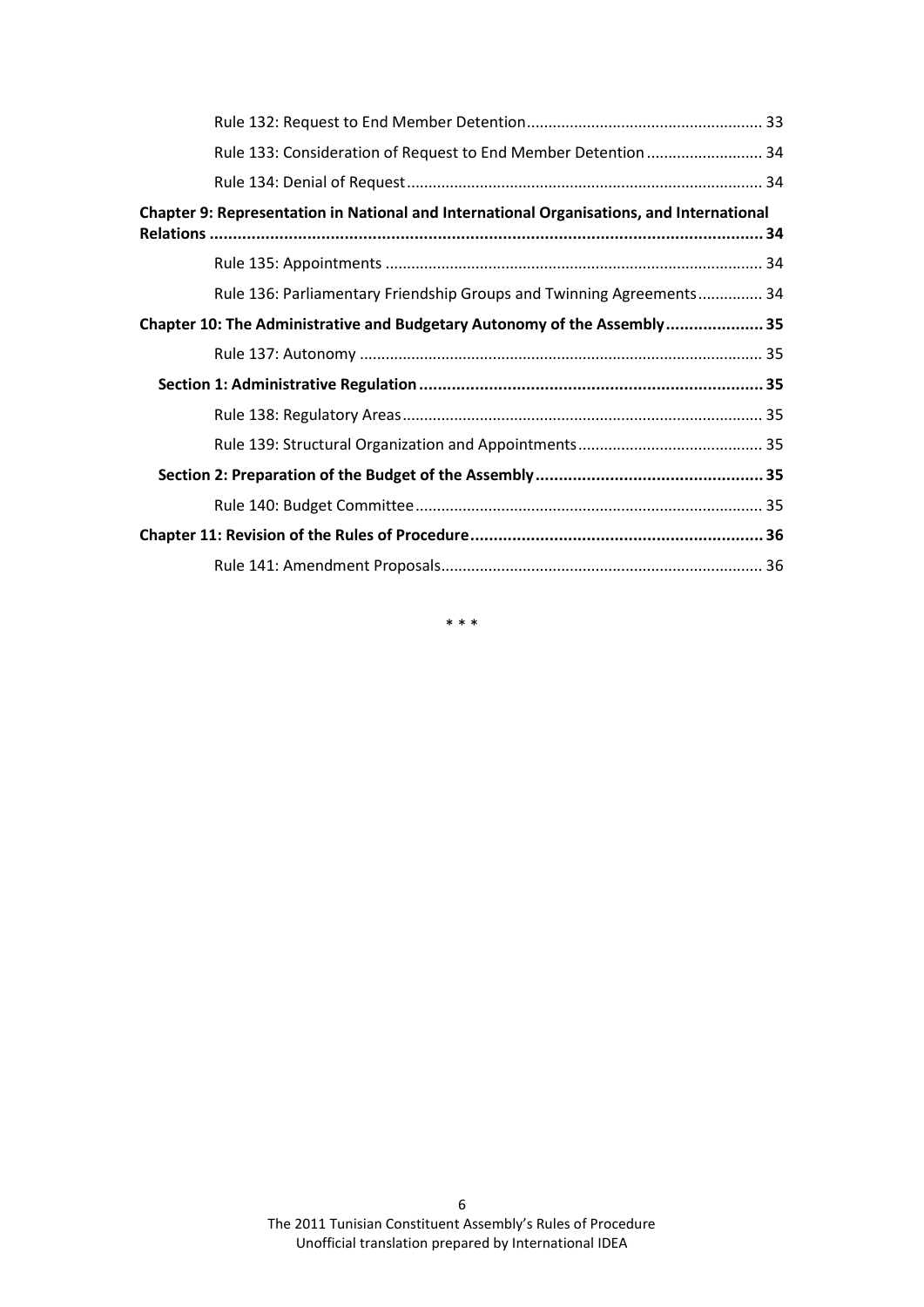Rule 132: Request to End Member Detention ........................................................ 33

Rule 133: Consideration of Request to End Member Detention ........................... 34

Rule 134: Denial of Request ................................................................................ 34

**Chapter 9: Representation in National and International Organisations, and International Relations ........................................................................................................................ 34**

Rule 135: Appointments ...................................................................................... 34

Rule 136: Parliamentary Friendship Groups and Twinning Agreements ............... 34

**Chapter 10: The Administrative and Budgetary Autonomy of the Assembly ..................... 35**

Rule 137: Autonomy ............................................................................................ 35

**Section 1: Administrative Regulation ........................................................................... 35**

Rule 138: Regulatory Areas .................................................................................. 35

Rule 139: Structural Organization and Appointments ........................................... 35

**Section 2: Preparation of the Budget of the Assembly ................................................. 35**

Rule 140: Budget Committee ................................................................................ 35

**Chapter 11: Revision of the Rules of Procedure .............................................................. 36**

Rule 141: Amendment Proposals ........................................................................... 36

\* \* \*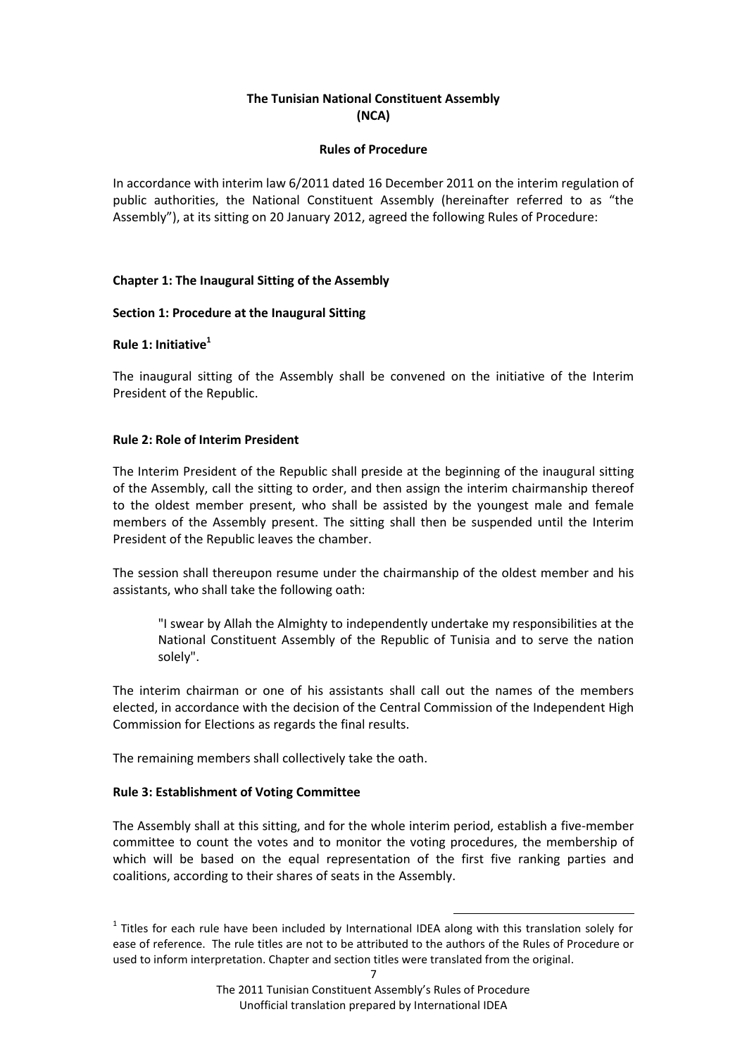**The Tunisian National Constituent Assembly (NCA)**

**Rules of Procedure**

In accordance with interim law 6/2011 dated 16 December 2011 on the interim regulation of public authorities, the National Constituent Assembly (hereinafter referred to as "the Assembly"), at its sitting on 20 January 2012, agreed the following Rules of Procedure:

## Chapter 1: The Inaugural Sitting of the Assembly

### Section 1: Procedure at the Inaugural Sitting

#### Rule 1: Initiative[1]

The inaugural sitting of the Assembly shall be convened on the initiative of the Interim President of the Republic.

#### Rule 2: Role of Interim President

The Interim President of the Republic shall preside at the beginning of the inaugural sitting of the Assembly, call the sitting to order, and then assign the interim chairmanship thereof to the oldest member present, who shall be assisted by the youngest male and female members of the Assembly present. The sitting shall then be suspended until the Interim President of the Republic leaves the chamber.

The session shall thereupon resume under the chairmanship of the oldest member and his assistants, who shall take the following oath:

> "I swear by Allah the Almighty to independently undertake my responsibilities at the National Constituent Assembly of the Republic of Tunisia and to serve the nation solely".

The interim chairman or one of his assistants shall call out the names of the members elected, in accordance with the decision of the Central Commission of the Independent High Commission for Elections as regards the final results.

The remaining members shall collectively take the oath.

#### Rule 3: Establishment of Voting Committee

The Assembly shall at this sitting, and for the whole interim period, establish a five-member committee to count the votes and to monitor the voting procedures, the membership of which will be based on the equal representation of the first five ranking parties and coalitions, according to their shares of seats in the Assembly.

---

[1] Titles for each rule have been included by International IDEA along with this translation solely for ease of reference. The rule titles are not to be attributed to the authors of the Rules of Procedure or used to inform interpretation. Chapter and section titles were translated from the original.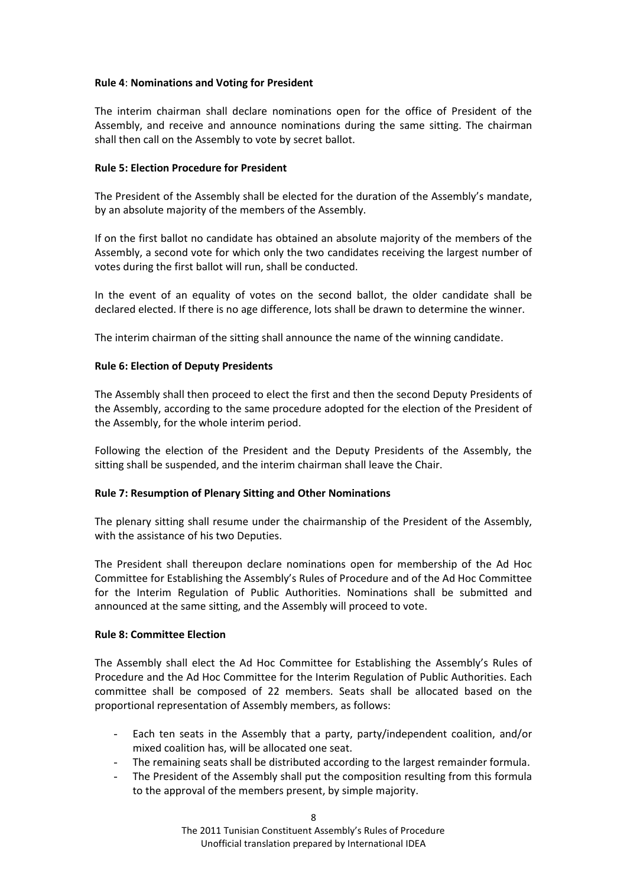**Rule 4**: **Nominations and Voting for President**

The interim chairman shall declare nominations open for the office of President of the Assembly, and receive and announce nominations during the same sitting. The chairman shall then call on the Assembly to vote by secret ballot.

**Rule 5: Election Procedure for President**

The President of the Assembly shall be elected for the duration of the Assembly's mandate, by an absolute majority of the members of the Assembly.

If on the first ballot no candidate has obtained an absolute majority of the members of the Assembly, a second vote for which only the two candidates receiving the largest number of votes during the first ballot will run, shall be conducted.

In the event of an equality of votes on the second ballot, the older candidate shall be declared elected. If there is no age difference, lots shall be drawn to determine the winner.

The interim chairman of the sitting shall announce the name of the winning candidate.

**Rule 6: Election of Deputy Presidents**

The Assembly shall then proceed to elect the first and then the second Deputy Presidents of the Assembly, according to the same procedure adopted for the election of the President of the Assembly, for the whole interim period.

Following the election of the President and the Deputy Presidents of the Assembly, the sitting shall be suspended, and the interim chairman shall leave the Chair.

**Rule 7: Resumption of Plenary Sitting and Other Nominations**

The plenary sitting shall resume under the chairmanship of the President of the Assembly, with the assistance of his two Deputies.

The President shall thereupon declare nominations open for membership of the Ad Hoc Committee for Establishing the Assembly's Rules of Procedure and of the Ad Hoc Committee for the Interim Regulation of Public Authorities. Nominations shall be submitted and announced at the same sitting, and the Assembly will proceed to vote.

**Rule 8: Committee Election**

The Assembly shall elect the Ad Hoc Committee for Establishing the Assembly's Rules of Procedure and the Ad Hoc Committee for the Interim Regulation of Public Authorities. Each committee shall be composed of 22 members. Seats shall be allocated based on the proportional representation of Assembly members, as follows:

- Each ten seats in the Assembly that a party, party/independent coalition, and/or mixed coalition has, will be allocated one seat.
- The remaining seats shall be distributed according to the largest remainder formula.
- The President of the Assembly shall put the composition resulting from this formula to the approval of the members present, by simple majority.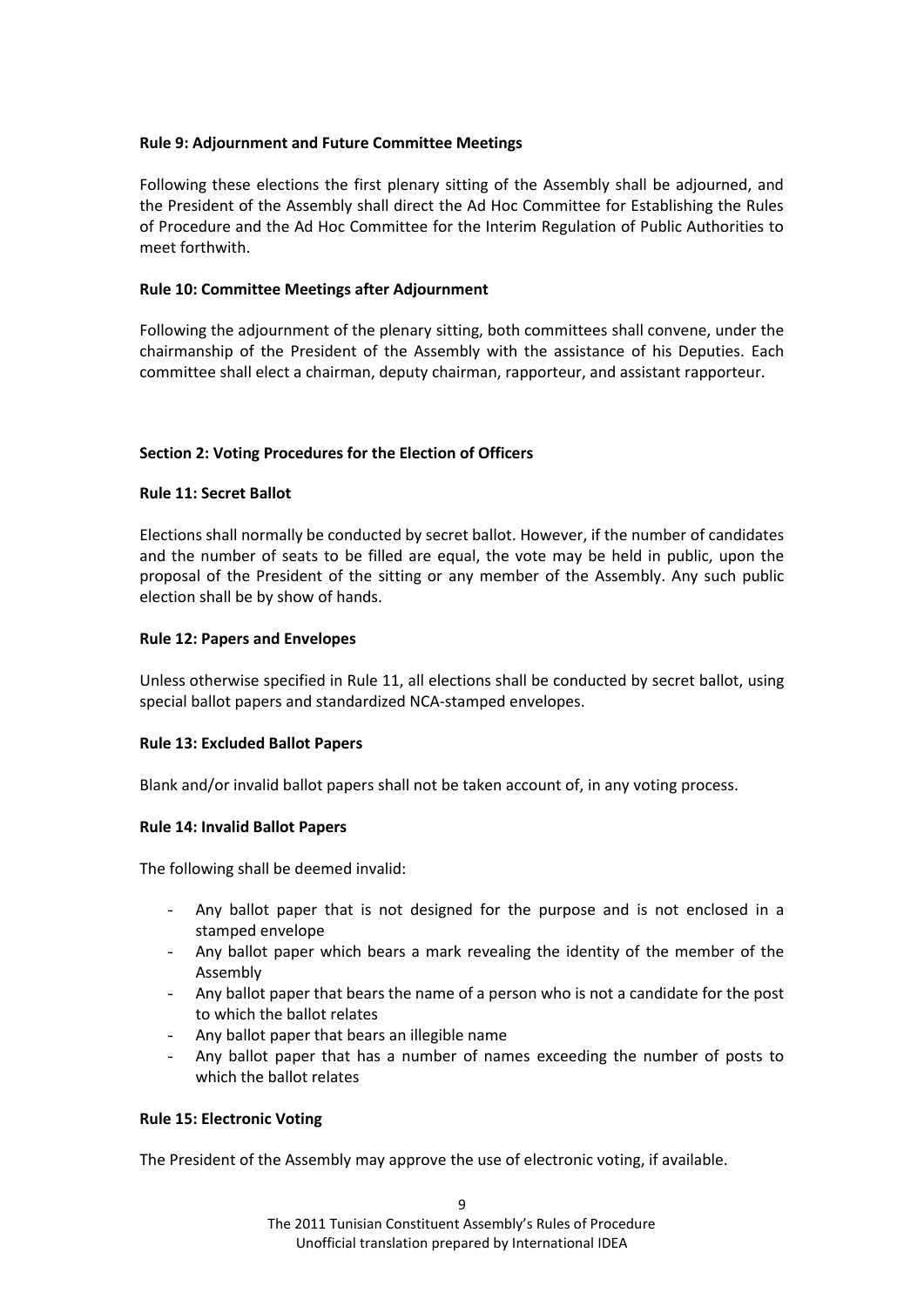**Rule 9: Adjournment and Future Committee Meetings**

Following these elections the first plenary sitting of the Assembly shall be adjourned, and the President of the Assembly shall direct the Ad Hoc Committee for Establishing the Rules of Procedure and the Ad Hoc Committee for the Interim Regulation of Public Authorities to meet forthwith.

**Rule 10: Committee Meetings after Adjournment**

Following the adjournment of the plenary sitting, both committees shall convene, under the chairmanship of the President of the Assembly with the assistance of his Deputies. Each committee shall elect a chairman, deputy chairman, rapporteur, and assistant rapporteur.

**Section 2: Voting Procedures for the Election of Officers**

**Rule 11: Secret Ballot**

Elections shall normally be conducted by secret ballot. However, if the number of candidates and the number of seats to be filled are equal, the vote may be held in public, upon the proposal of the President of the sitting or any member of the Assembly. Any such public election shall be by show of hands.

**Rule 12: Papers and Envelopes**

Unless otherwise specified in Rule 11, all elections shall be conducted by secret ballot, using special ballot papers and standardized NCA-stamped envelopes.

**Rule 13: Excluded Ballot Papers**

Blank and/or invalid ballot papers shall not be taken account of, in any voting process.

**Rule 14: Invalid Ballot Papers**

The following shall be deemed invalid:

- Any ballot paper that is not designed for the purpose and is not enclosed in a stamped envelope
- Any ballot paper which bears a mark revealing the identity of the member of the Assembly
- Any ballot paper that bears the name of a person who is not a candidate for the post to which the ballot relates
- Any ballot paper that bears an illegible name
- Any ballot paper that has a number of names exceeding the number of posts to which the ballot relates

**Rule 15: Electronic Voting**

The President of the Assembly may approve the use of electronic voting, if available.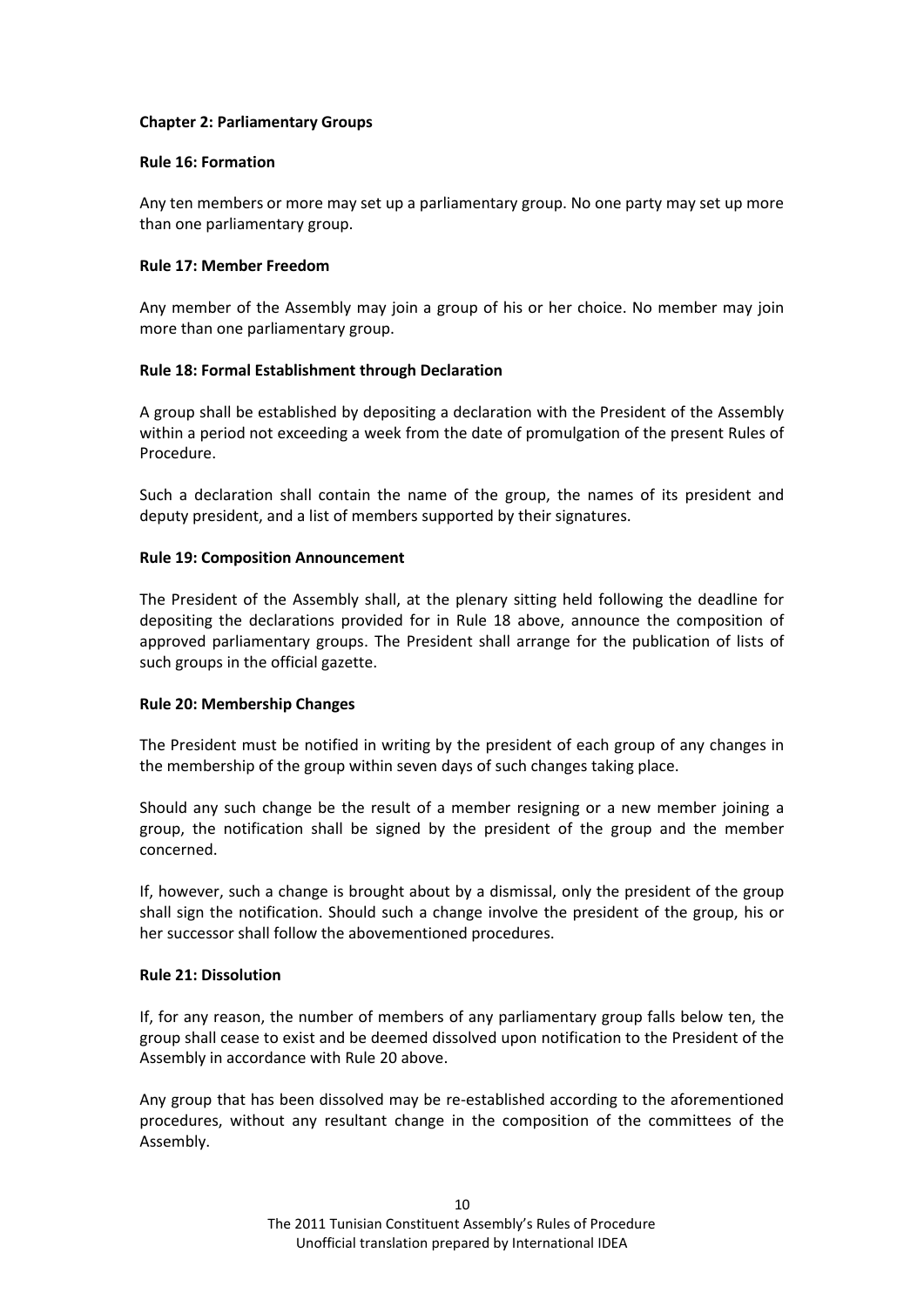## Chapter 2: Parliamentary Groups

### Rule 16: Formation

Any ten members or more may set up a parliamentary group. No one party may set up more than one parliamentary group.

### Rule 17: Member Freedom

Any member of the Assembly may join a group of his or her choice. No member may join more than one parliamentary group.

### Rule 18: Formal Establishment through Declaration

A group shall be established by depositing a declaration with the President of the Assembly within a period not exceeding a week from the date of promulgation of the present Rules of Procedure.

Such a declaration shall contain the name of the group, the names of its president and deputy president, and a list of members supported by their signatures.

### Rule 19: Composition Announcement

The President of the Assembly shall, at the plenary sitting held following the deadline for depositing the declarations provided for in Rule 18 above, announce the composition of approved parliamentary groups. The President shall arrange for the publication of lists of such groups in the official gazette.

### Rule 20: Membership Changes

The President must be notified in writing by the president of each group of any changes in the membership of the group within seven days of such changes taking place.

Should any such change be the result of a member resigning or a new member joining a group, the notification shall be signed by the president of the group and the member concerned.

If, however, such a change is brought about by a dismissal, only the president of the group shall sign the notification. Should such a change involve the president of the group, his or her successor shall follow the abovementioned procedures.

### Rule 21: Dissolution

If, for any reason, the number of members of any parliamentary group falls below ten, the group shall cease to exist and be deemed dissolved upon notification to the President of the Assembly in accordance with Rule 20 above.

Any group that has been dissolved may be re-established according to the aforementioned procedures, without any resultant change in the composition of the committees of the Assembly.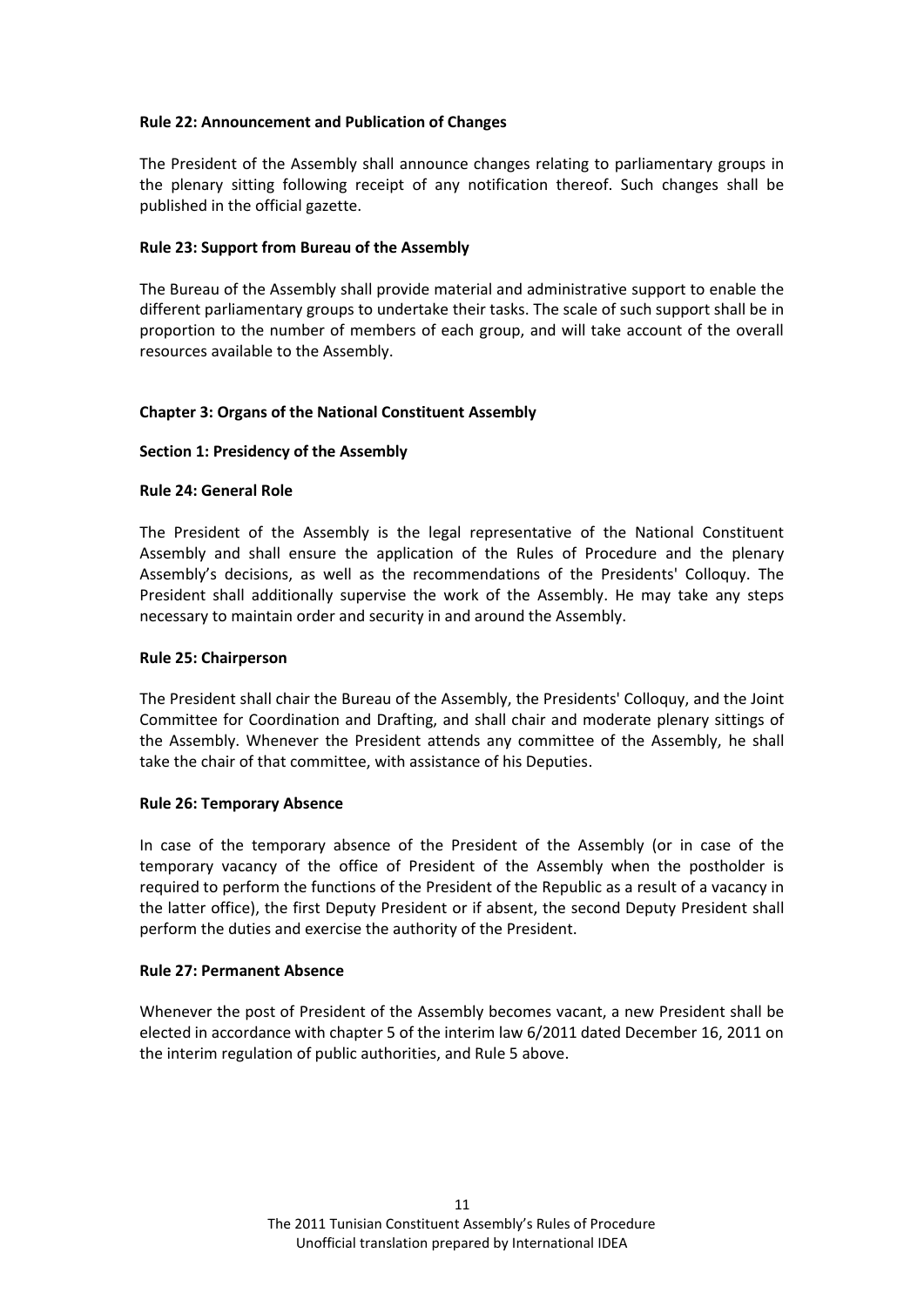**Rule 22: Announcement and Publication of Changes**

The President of the Assembly shall announce changes relating to parliamentary groups in the plenary sitting following receipt of any notification thereof. Such changes shall be published in the official gazette.

**Rule 23: Support from Bureau of the Assembly**

The Bureau of the Assembly shall provide material and administrative support to enable the different parliamentary groups to undertake their tasks. The scale of such support shall be in proportion to the number of members of each group, and will take account of the overall resources available to the Assembly.

## Chapter 3: Organs of the National Constituent Assembly

### Section 1: Presidency of the Assembly

**Rule 24: General Role**

The President of the Assembly is the legal representative of the National Constituent Assembly and shall ensure the application of the Rules of Procedure and the plenary Assembly's decisions, as well as the recommendations of the Presidents' Colloquy. The President shall additionally supervise the work of the Assembly. He may take any steps necessary to maintain order and security in and around the Assembly.

**Rule 25: Chairperson**

The President shall chair the Bureau of the Assembly, the Presidents' Colloquy, and the Joint Committee for Coordination and Drafting, and shall chair and moderate plenary sittings of the Assembly. Whenever the President attends any committee of the Assembly, he shall take the chair of that committee, with assistance of his Deputies.

**Rule 26: Temporary Absence**

In case of the temporary absence of the President of the Assembly (or in case of the temporary vacancy of the office of President of the Assembly when the postholder is required to perform the functions of the President of the Republic as a result of a vacancy in the latter office), the first Deputy President or if absent, the second Deputy President shall perform the duties and exercise the authority of the President.

**Rule 27: Permanent Absence**

Whenever the post of President of the Assembly becomes vacant, a new President shall be elected in accordance with chapter 5 of the interim law 6/2011 dated December 16, 2011 on the interim regulation of public authorities, and Rule 5 above.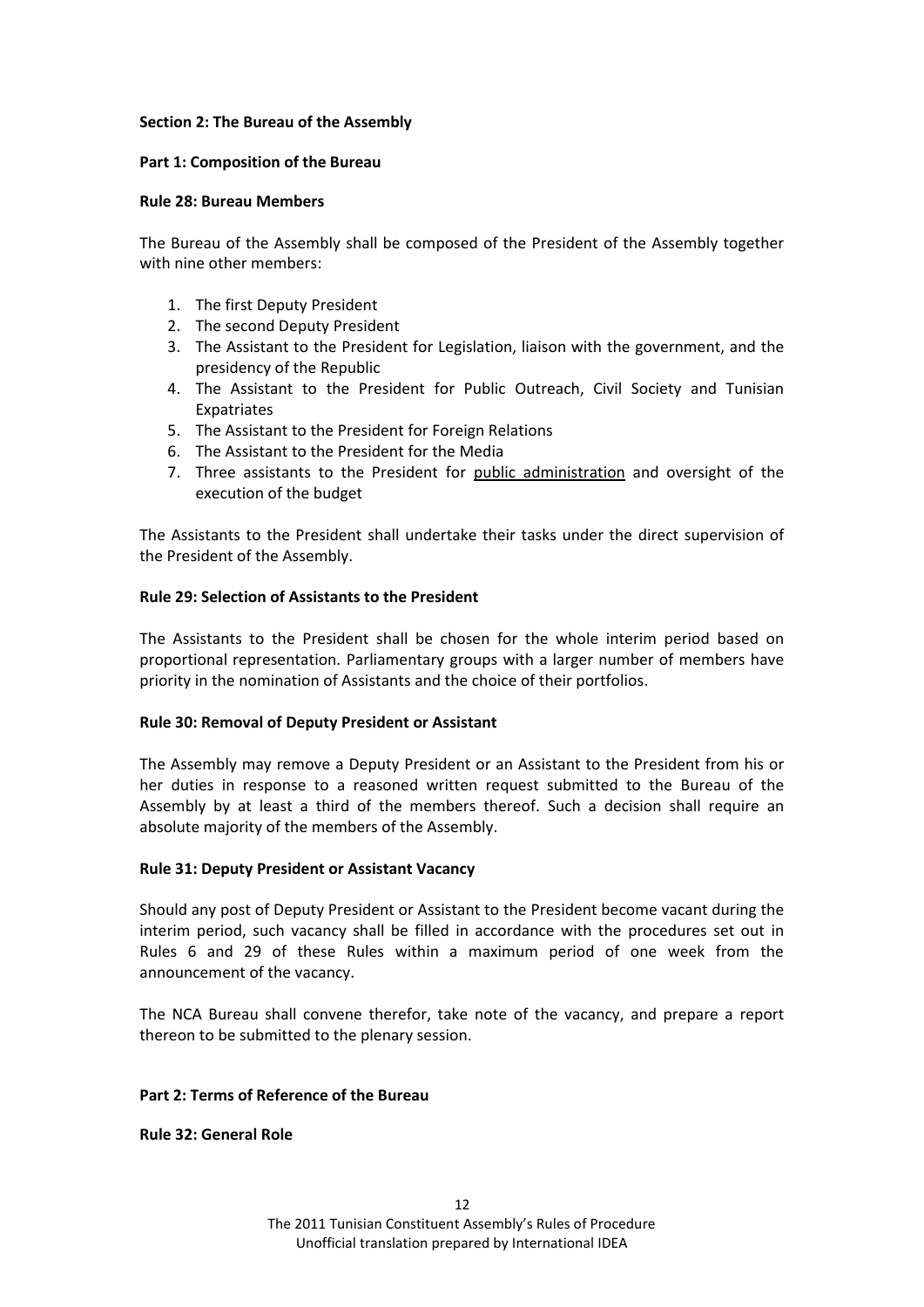**Section 2: The Bureau of the Assembly**

**Part 1: Composition of the Bureau**

**Rule 28: Bureau Members**

The Bureau of the Assembly shall be composed of the President of the Assembly together with nine other members:

1. The first Deputy President
2. The second Deputy President
3. The Assistant to the President for Legislation, liaison with the government, and the presidency of the Republic
4. The Assistant to the President for Public Outreach, Civil Society and Tunisian Expatriates
5. The Assistant to the President for Foreign Relations
6. The Assistant to the President for the Media
7. Three assistants to the President for public administration and oversight of the execution of the budget

The Assistants to the President shall undertake their tasks under the direct supervision of the President of the Assembly.

**Rule 29: Selection of Assistants to the President**

The Assistants to the President shall be chosen for the whole interim period based on proportional representation. Parliamentary groups with a larger number of members have priority in the nomination of Assistants and the choice of their portfolios.

**Rule 30: Removal of Deputy President or Assistant**

The Assembly may remove a Deputy President or an Assistant to the President from his or her duties in response to a reasoned written request submitted to the Bureau of the Assembly by at least a third of the members thereof. Such a decision shall require an absolute majority of the members of the Assembly.

**Rule 31: Deputy President or Assistant Vacancy**

Should any post of Deputy President or Assistant to the President become vacant during the interim period, such vacancy shall be filled in accordance with the procedures set out in Rules 6 and 29 of these Rules within a maximum period of one week from the announcement of the vacancy.

The NCA Bureau shall convene therefor, take note of the vacancy, and prepare a report thereon to be submitted to the plenary session.

**Part 2: Terms of Reference of the Bureau**

**Rule 32: General Role**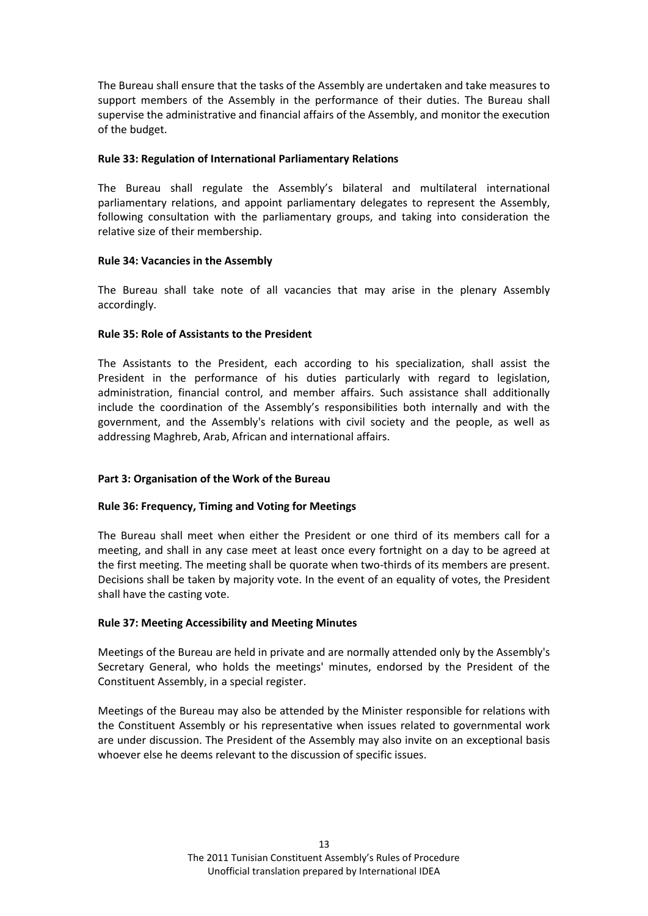The Bureau shall ensure that the tasks of the Assembly are undertaken and take measures to support members of the Assembly in the performance of their duties. The Bureau shall supervise the administrative and financial affairs of the Assembly, and monitor the execution of the budget.

**Rule 33: Regulation of International Parliamentary Relations**

The Bureau shall regulate the Assembly's bilateral and multilateral international parliamentary relations, and appoint parliamentary delegates to represent the Assembly, following consultation with the parliamentary groups, and taking into consideration the relative size of their membership.

**Rule 34: Vacancies in the Assembly**

The Bureau shall take note of all vacancies that may arise in the plenary Assembly accordingly.

**Rule 35: Role of Assistants to the President**

The Assistants to the President, each according to his specialization, shall assist the President in the performance of his duties particularly with regard to legislation, administration, financial control, and member affairs. Such assistance shall additionally include the coordination of the Assembly's responsibilities both internally and with the government, and the Assembly's relations with civil society and the people, as well as addressing Maghreb, Arab, African and international affairs.

**Part 3: Organisation of the Work of the Bureau**

**Rule 36: Frequency, Timing and Voting for Meetings**

The Bureau shall meet when either the President or one third of its members call for a meeting, and shall in any case meet at least once every fortnight on a day to be agreed at the first meeting. The meeting shall be quorate when two-thirds of its members are present. Decisions shall be taken by majority vote. In the event of an equality of votes, the President shall have the casting vote.

**Rule 37: Meeting Accessibility and Meeting Minutes**

Meetings of the Bureau are held in private and are normally attended only by the Assembly's Secretary General, who holds the meetings' minutes, endorsed by the President of the Constituent Assembly, in a special register.

Meetings of the Bureau may also be attended by the Minister responsible for relations with the Constituent Assembly or his representative when issues related to governmental work are under discussion. The President of the Assembly may also invite on an exceptional basis whoever else he deems relevant to the discussion of specific issues.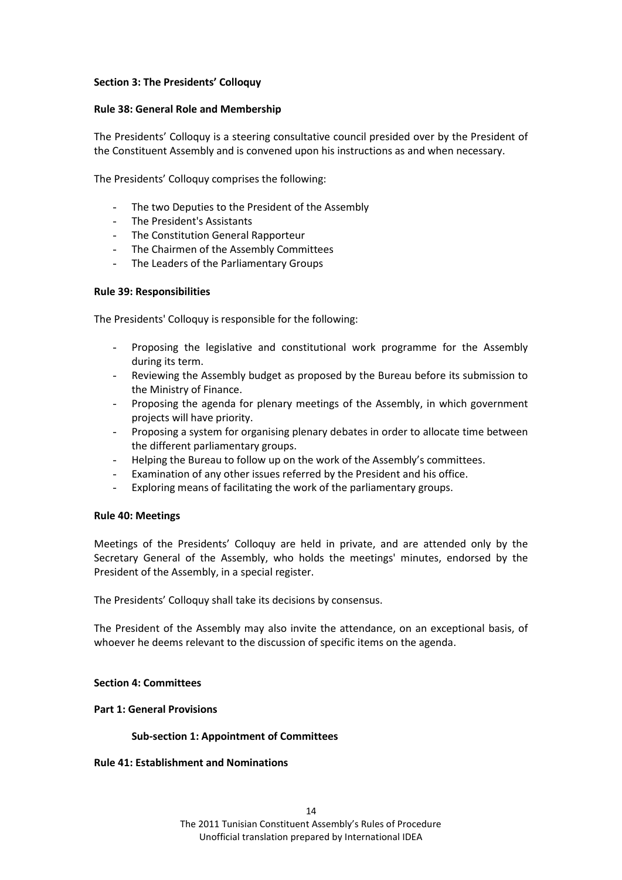## Section 3: The Presidents' Colloquy

### Rule 38: General Role and Membership

The Presidents' Colloquy is a steering consultative council presided over by the President of the Constituent Assembly and is convened upon his instructions as and when necessary.

The Presidents' Colloquy comprises the following:

- The two Deputies to the President of the Assembly
- The President's Assistants
- The Constitution General Rapporteur
- The Chairmen of the Assembly Committees
- The Leaders of the Parliamentary Groups

### Rule 39: Responsibilities

The Presidents' Colloquy is responsible for the following:

- Proposing the legislative and constitutional work programme for the Assembly during its term.
- Reviewing the Assembly budget as proposed by the Bureau before its submission to the Ministry of Finance.
- Proposing the agenda for plenary meetings of the Assembly, in which government projects will have priority.
- Proposing a system for organising plenary debates in order to allocate time between the different parliamentary groups.
- Helping the Bureau to follow up on the work of the Assembly's committees.
- Examination of any other issues referred by the President and his office.
- Exploring means of facilitating the work of the parliamentary groups.

### Rule 40: Meetings

Meetings of the Presidents' Colloquy are held in private, and are attended only by the Secretary General of the Assembly, who holds the meetings' minutes, endorsed by the President of the Assembly, in a special register.

The Presidents' Colloquy shall take its decisions by consensus.

The President of the Assembly may also invite the attendance, on an exceptional basis, of whoever he deems relevant to the discussion of specific items on the agenda.

## Section 4: Committees

### Part 1: General Provisions

#### Sub-section 1: Appointment of Committees

### Rule 41: Establishment and Nominations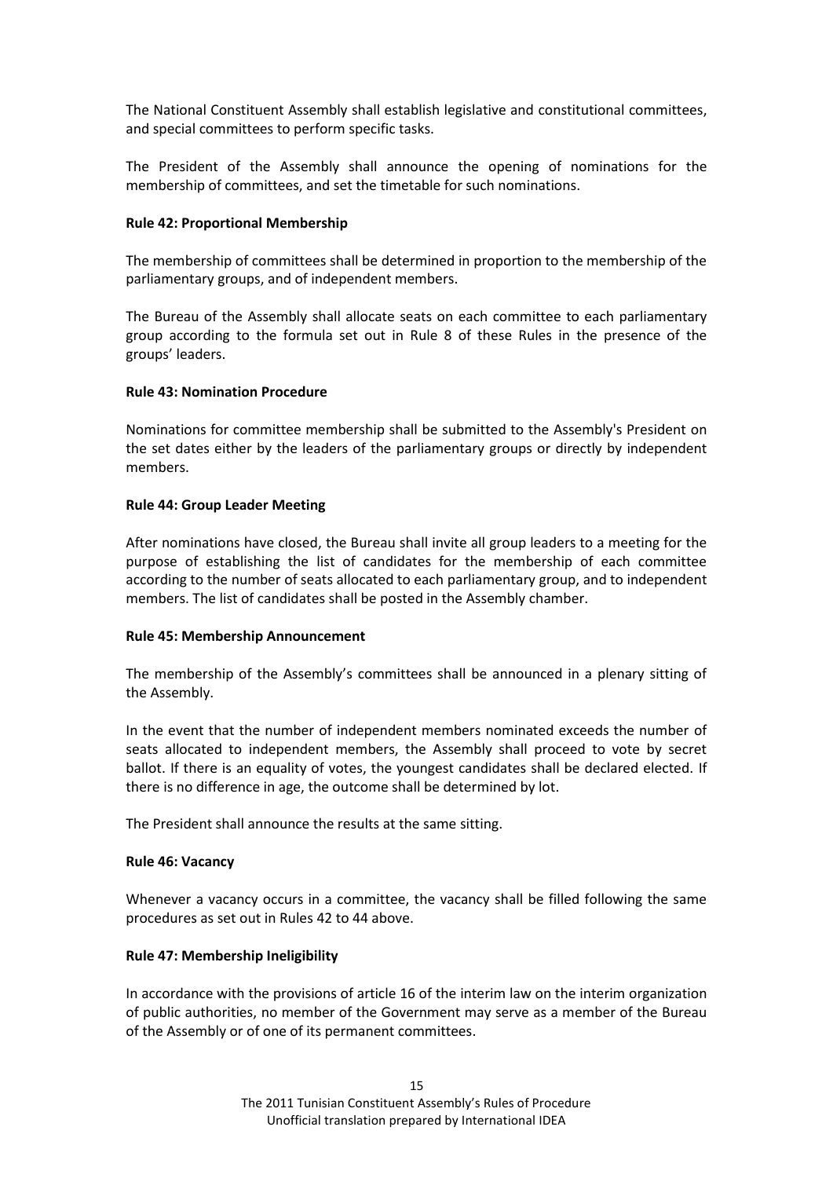The National Constituent Assembly shall establish legislative and constitutional committees, and special committees to perform specific tasks.

The President of the Assembly shall announce the opening of nominations for the membership of committees, and set the timetable for such nominations.

**Rule 42: Proportional Membership**

The membership of committees shall be determined in proportion to the membership of the parliamentary groups, and of independent members.

The Bureau of the Assembly shall allocate seats on each committee to each parliamentary group according to the formula set out in Rule 8 of these Rules in the presence of the groups' leaders.

**Rule 43: Nomination Procedure**

Nominations for committee membership shall be submitted to the Assembly's President on the set dates either by the leaders of the parliamentary groups or directly by independent members.

**Rule 44: Group Leader Meeting**

After nominations have closed, the Bureau shall invite all group leaders to a meeting for the purpose of establishing the list of candidates for the membership of each committee according to the number of seats allocated to each parliamentary group, and to independent members. The list of candidates shall be posted in the Assembly chamber.

**Rule 45: Membership Announcement**

The membership of the Assembly's committees shall be announced in a plenary sitting of the Assembly.

In the event that the number of independent members nominated exceeds the number of seats allocated to independent members, the Assembly shall proceed to vote by secret ballot. If there is an equality of votes, the youngest candidates shall be declared elected. If there is no difference in age, the outcome shall be determined by lot.

The President shall announce the results at the same sitting.

**Rule 46: Vacancy**

Whenever a vacancy occurs in a committee, the vacancy shall be filled following the same procedures as set out in Rules 42 to 44 above.

**Rule 47: Membership Ineligibility**

In accordance with the provisions of article 16 of the interim law on the interim organization of public authorities, no member of the Government may serve as a member of the Bureau of the Assembly or of one of its permanent committees.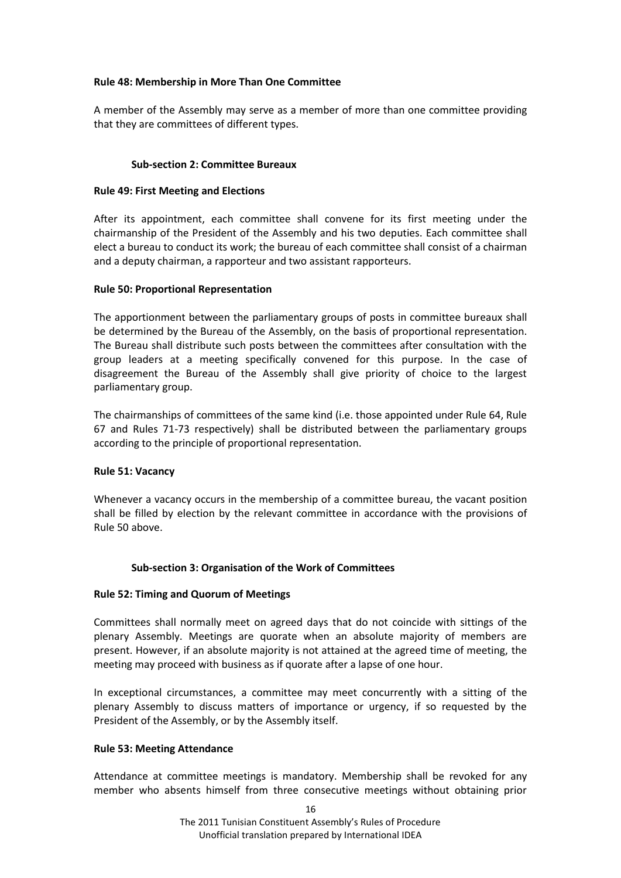**Rule 48: Membership in More Than One Committee**

A member of the Assembly may serve as a member of more than one committee providing that they are committees of different types.

**Sub-section 2: Committee Bureaux**

**Rule 49: First Meeting and Elections**

After its appointment, each committee shall convene for its first meeting under the chairmanship of the President of the Assembly and his two deputies. Each committee shall elect a bureau to conduct its work; the bureau of each committee shall consist of a chairman and a deputy chairman, a rapporteur and two assistant rapporteurs.

**Rule 50: Proportional Representation**

The apportionment between the parliamentary groups of posts in committee bureaux shall be determined by the Bureau of the Assembly, on the basis of proportional representation. The Bureau shall distribute such posts between the committees after consultation with the group leaders at a meeting specifically convened for this purpose. In the case of disagreement the Bureau of the Assembly shall give priority of choice to the largest parliamentary group.

The chairmanships of committees of the same kind (i.e. those appointed under Rule 64, Rule 67 and Rules 71-73 respectively) shall be distributed between the parliamentary groups according to the principle of proportional representation.

**Rule 51: Vacancy**

Whenever a vacancy occurs in the membership of a committee bureau, the vacant position shall be filled by election by the relevant committee in accordance with the provisions of Rule 50 above.

**Sub-section 3: Organisation of the Work of Committees**

**Rule 52: Timing and Quorum of Meetings**

Committees shall normally meet on agreed days that do not coincide with sittings of the plenary Assembly. Meetings are quorate when an absolute majority of members are present. However, if an absolute majority is not attained at the agreed time of meeting, the meeting may proceed with business as if quorate after a lapse of one hour.

In exceptional circumstances, a committee may meet concurrently with a sitting of the plenary Assembly to discuss matters of importance or urgency, if so requested by the President of the Assembly, or by the Assembly itself.

**Rule 53: Meeting Attendance**

Attendance at committee meetings is mandatory. Membership shall be revoked for any member who absents himself from three consecutive meetings without obtaining prior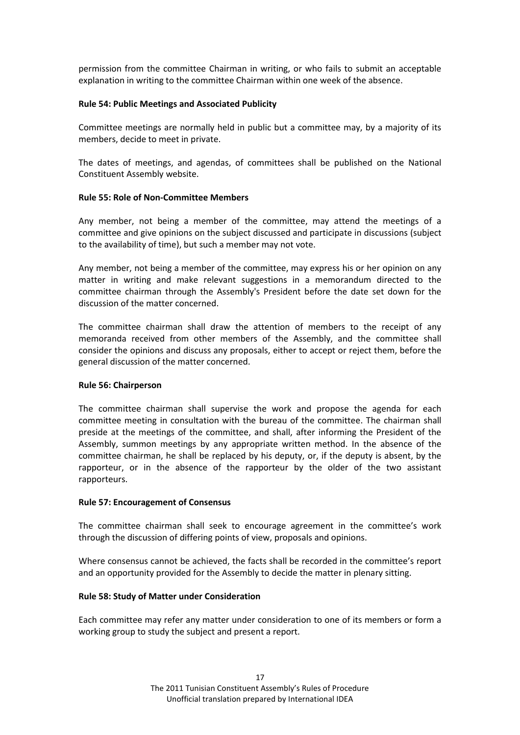permission from the committee Chairman in writing, or who fails to submit an acceptable explanation in writing to the committee Chairman within one week of the absence.

**Rule 54: Public Meetings and Associated Publicity**

Committee meetings are normally held in public but a committee may, by a majority of its members, decide to meet in private.

The dates of meetings, and agendas, of committees shall be published on the National Constituent Assembly website.

**Rule 55: Role of Non-Committee Members**

Any member, not being a member of the committee, may attend the meetings of a committee and give opinions on the subject discussed and participate in discussions (subject to the availability of time), but such a member may not vote.

Any member, not being a member of the committee, may express his or her opinion on any matter in writing and make relevant suggestions in a memorandum directed to the committee chairman through the Assembly's President before the date set down for the discussion of the matter concerned.

The committee chairman shall draw the attention of members to the receipt of any memoranda received from other members of the Assembly, and the committee shall consider the opinions and discuss any proposals, either to accept or reject them, before the general discussion of the matter concerned.

**Rule 56: Chairperson**

The committee chairman shall supervise the work and propose the agenda for each committee meeting in consultation with the bureau of the committee. The chairman shall preside at the meetings of the committee, and shall, after informing the President of the Assembly, summon meetings by any appropriate written method. In the absence of the committee chairman, he shall be replaced by his deputy, or, if the deputy is absent, by the rapporteur, or in the absence of the rapporteur by the older of the two assistant rapporteurs.

**Rule 57: Encouragement of Consensus**

The committee chairman shall seek to encourage agreement in the committee's work through the discussion of differing points of view, proposals and opinions.

Where consensus cannot be achieved, the facts shall be recorded in the committee's report and an opportunity provided for the Assembly to decide the matter in plenary sitting.

**Rule 58: Study of Matter under Consideration**

Each committee may refer any matter under consideration to one of its members or form a working group to study the subject and present a report.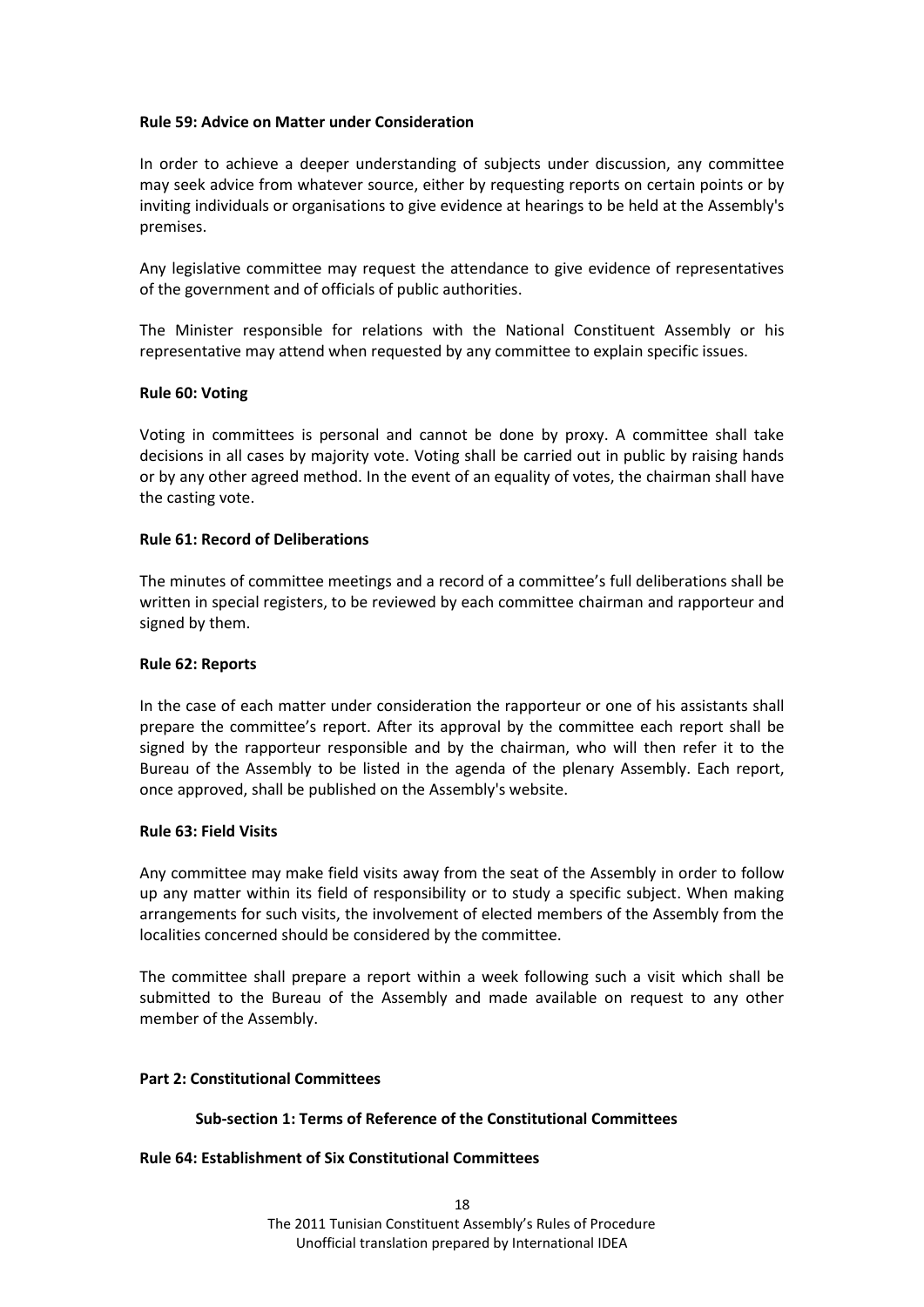**Rule 59: Advice on Matter under Consideration**

In order to achieve a deeper understanding of subjects under discussion, any committee may seek advice from whatever source, either by requesting reports on certain points or by inviting individuals or organisations to give evidence at hearings to be held at the Assembly's premises.

Any legislative committee may request the attendance to give evidence of representatives of the government and of officials of public authorities.

The Minister responsible for relations with the National Constituent Assembly or his representative may attend when requested by any committee to explain specific issues.

**Rule 60: Voting**

Voting in committees is personal and cannot be done by proxy. A committee shall take decisions in all cases by majority vote. Voting shall be carried out in public by raising hands or by any other agreed method. In the event of an equality of votes, the chairman shall have the casting vote.

**Rule 61: Record of Deliberations**

The minutes of committee meetings and a record of a committee's full deliberations shall be written in special registers, to be reviewed by each committee chairman and rapporteur and signed by them.

**Rule 62: Reports**

In the case of each matter under consideration the rapporteur or one of his assistants shall prepare the committee's report. After its approval by the committee each report shall be signed by the rapporteur responsible and by the chairman, who will then refer it to the Bureau of the Assembly to be listed in the agenda of the plenary Assembly. Each report, once approved, shall be published on the Assembly's website.

**Rule 63: Field Visits**

Any committee may make field visits away from the seat of the Assembly in order to follow up any matter within its field of responsibility or to study a specific subject. When making arrangements for such visits, the involvement of elected members of the Assembly from the localities concerned should be considered by the committee.

The committee shall prepare a report within a week following such a visit which shall be submitted to the Bureau of the Assembly and made available on request to any other member of the Assembly.

**Part 2: Constitutional Committees**

**Sub-section 1: Terms of Reference of the Constitutional Committees**

**Rule 64: Establishment of Six Constitutional Committees**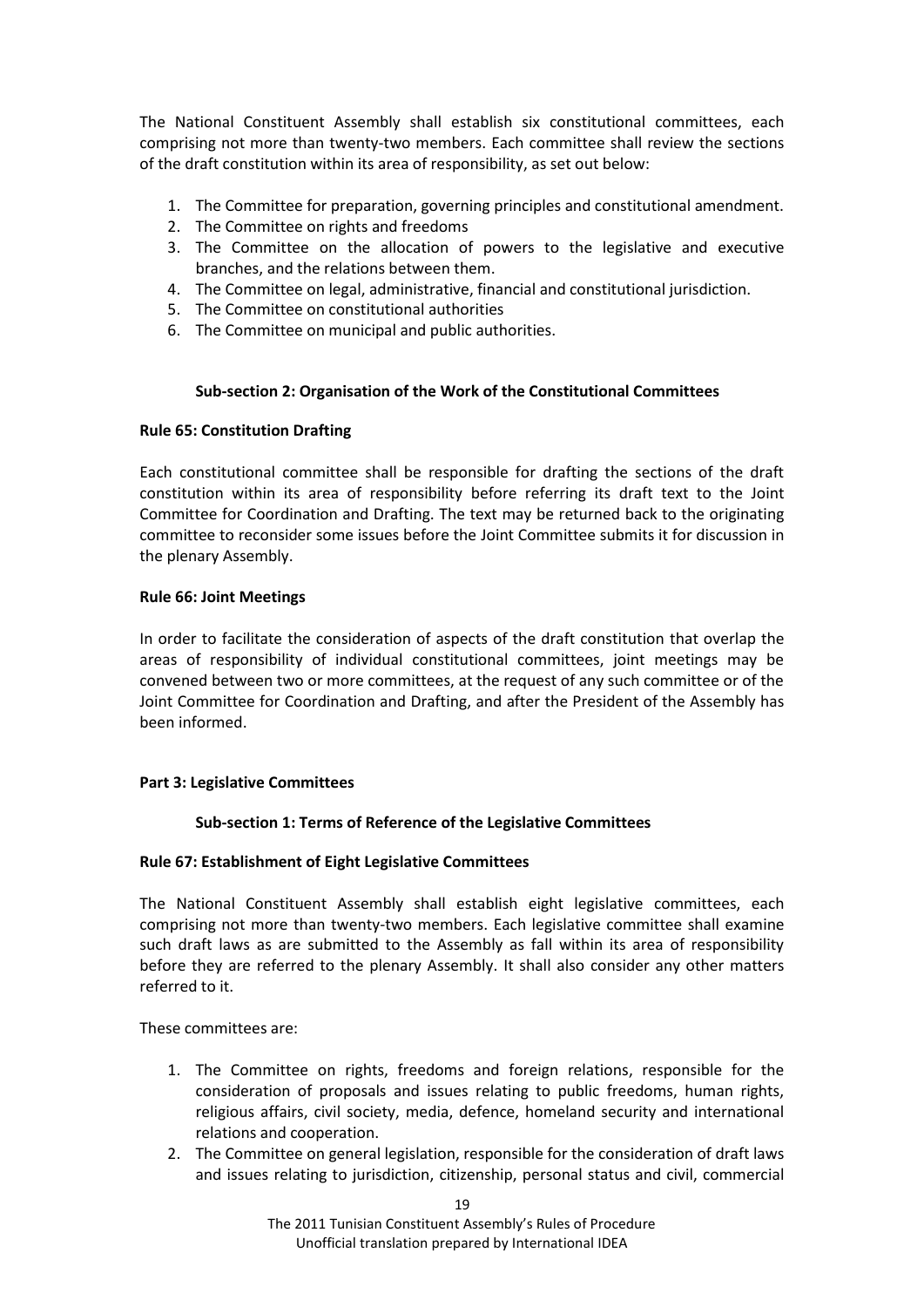The National Constituent Assembly shall establish six constitutional committees, each comprising not more than twenty-two members. Each committee shall review the sections of the draft constitution within its area of responsibility, as set out below:

1. The Committee for preparation, governing principles and constitutional amendment.
2. The Committee on rights and freedoms
3. The Committee on the allocation of powers to the legislative and executive branches, and the relations between them.
4. The Committee on legal, administrative, financial and constitutional jurisdiction.
5. The Committee on constitutional authorities
6. The Committee on municipal and public authorities.

### Sub-section 2: Organisation of the Work of the Constitutional Committees

**Rule 65: Constitution Drafting**

Each constitutional committee shall be responsible for drafting the sections of the draft constitution within its area of responsibility before referring its draft text to the Joint Committee for Coordination and Drafting. The text may be returned back to the originating committee to reconsider some issues before the Joint Committee submits it for discussion in the plenary Assembly.

**Rule 66: Joint Meetings**

In order to facilitate the consideration of aspects of the draft constitution that overlap the areas of responsibility of individual constitutional committees, joint meetings may be convened between two or more committees, at the request of any such committee or of the Joint Committee for Coordination and Drafting, and after the President of the Assembly has been informed.

## Part 3: Legislative Committees

### Sub-section 1: Terms of Reference of the Legislative Committees

**Rule 67: Establishment of Eight Legislative Committees**

The National Constituent Assembly shall establish eight legislative committees, each comprising not more than twenty-two members. Each legislative committee shall examine such draft laws as are submitted to the Assembly as fall within its area of responsibility before they are referred to the plenary Assembly. It shall also consider any other matters referred to it.

These committees are:

1. The Committee on rights, freedoms and foreign relations, responsible for the consideration of proposals and issues relating to public freedoms, human rights, religious affairs, civil society, media, defence, homeland security and international relations and cooperation.
2. The Committee on general legislation, responsible for the consideration of draft laws and issues relating to jurisdiction, citizenship, personal status and civil, commercial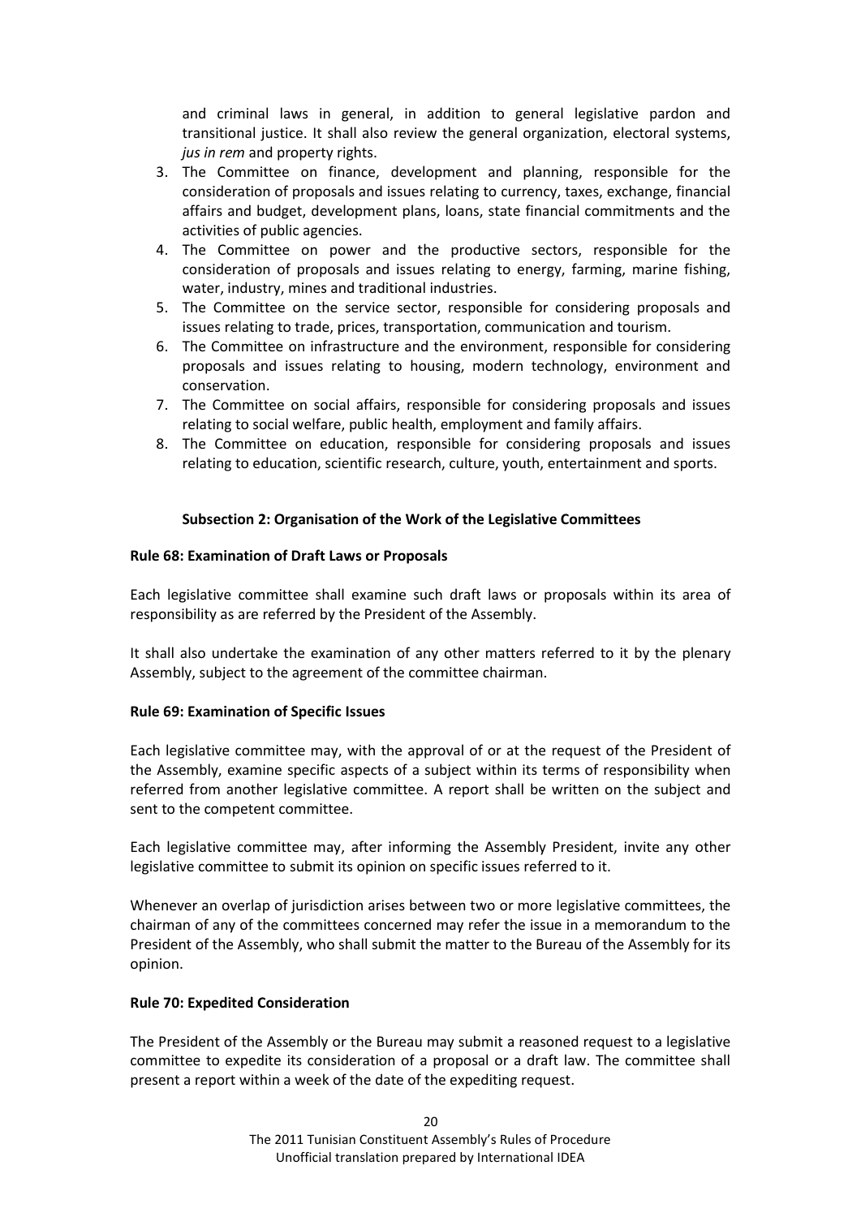and criminal laws in general, in addition to general legislative pardon and transitional justice. It shall also review the general organization, electoral systems, *jus in rem* and property rights.

3. The Committee on finance, development and planning, responsible for the consideration of proposals and issues relating to currency, taxes, exchange, financial affairs and budget, development plans, loans, state financial commitments and the activities of public agencies.
4. The Committee on power and the productive sectors, responsible for the consideration of proposals and issues relating to energy, farming, marine fishing, water, industry, mines and traditional industries.
5. The Committee on the service sector, responsible for considering proposals and issues relating to trade, prices, transportation, communication and tourism.
6. The Committee on infrastructure and the environment, responsible for considering proposals and issues relating to housing, modern technology, environment and conservation.
7. The Committee on social affairs, responsible for considering proposals and issues relating to social welfare, public health, employment and family affairs.
8. The Committee on education, responsible for considering proposals and issues relating to education, scientific research, culture, youth, entertainment and sports.

### Subsection 2: Organisation of the Work of the Legislative Committees

**Rule 68: Examination of Draft Laws or Proposals**

Each legislative committee shall examine such draft laws or proposals within its area of responsibility as are referred by the President of the Assembly.

It shall also undertake the examination of any other matters referred to it by the plenary Assembly, subject to the agreement of the committee chairman.

**Rule 69: Examination of Specific Issues**

Each legislative committee may, with the approval of or at the request of the President of the Assembly, examine specific aspects of a subject within its terms of responsibility when referred from another legislative committee. A report shall be written on the subject and sent to the competent committee.

Each legislative committee may, after informing the Assembly President, invite any other legislative committee to submit its opinion on specific issues referred to it.

Whenever an overlap of jurisdiction arises between two or more legislative committees, the chairman of any of the committees concerned may refer the issue in a memorandum to the President of the Assembly, who shall submit the matter to the Bureau of the Assembly for its opinion.

**Rule 70: Expedited Consideration**

The President of the Assembly or the Bureau may submit a reasoned request to a legislative committee to expedite its consideration of a proposal or a draft law. The committee shall present a report within a week of the date of the expediting request.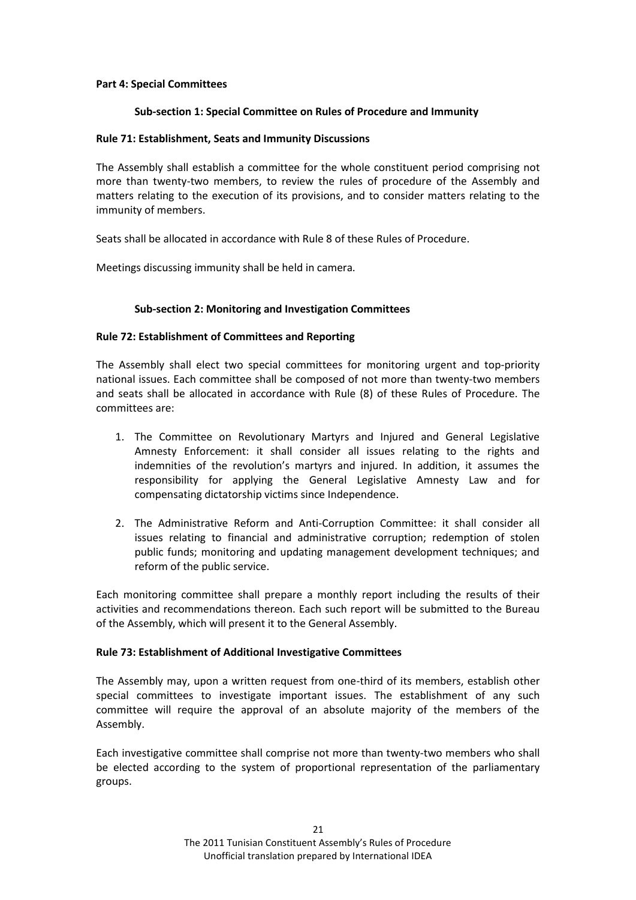## Part 4: Special Committees

### Sub-section 1: Special Committee on Rules of Procedure and Immunity

#### Rule 71: Establishment, Seats and Immunity Discussions

The Assembly shall establish a committee for the whole constituent period comprising not more than twenty-two members, to review the rules of procedure of the Assembly and matters relating to the execution of its provisions, and to consider matters relating to the immunity of members.

Seats shall be allocated in accordance with Rule 8 of these Rules of Procedure.

Meetings discussing immunity shall be held in camera.

### Sub-section 2: Monitoring and Investigation Committees

#### Rule 72: Establishment of Committees and Reporting

The Assembly shall elect two special committees for monitoring urgent and top-priority national issues. Each committee shall be composed of not more than twenty-two members and seats shall be allocated in accordance with Rule (8) of these Rules of Procedure. The committees are:

1. The Committee on Revolutionary Martyrs and Injured and General Legislative Amnesty Enforcement: it shall consider all issues relating to the rights and indemnities of the revolution's martyrs and injured. In addition, it assumes the responsibility for applying the General Legislative Amnesty Law and for compensating dictatorship victims since Independence.
2. The Administrative Reform and Anti-Corruption Committee: it shall consider all issues relating to financial and administrative corruption; redemption of stolen public funds; monitoring and updating management development techniques; and reform of the public service.

Each monitoring committee shall prepare a monthly report including the results of their activities and recommendations thereon. Each such report will be submitted to the Bureau of the Assembly, which will present it to the General Assembly.

#### Rule 73: Establishment of Additional Investigative Committees

The Assembly may, upon a written request from one-third of its members, establish other special committees to investigate important issues. The establishment of any such committee will require the approval of an absolute majority of the members of the Assembly.

Each investigative committee shall comprise not more than twenty-two members who shall be elected according to the system of proportional representation of the parliamentary groups.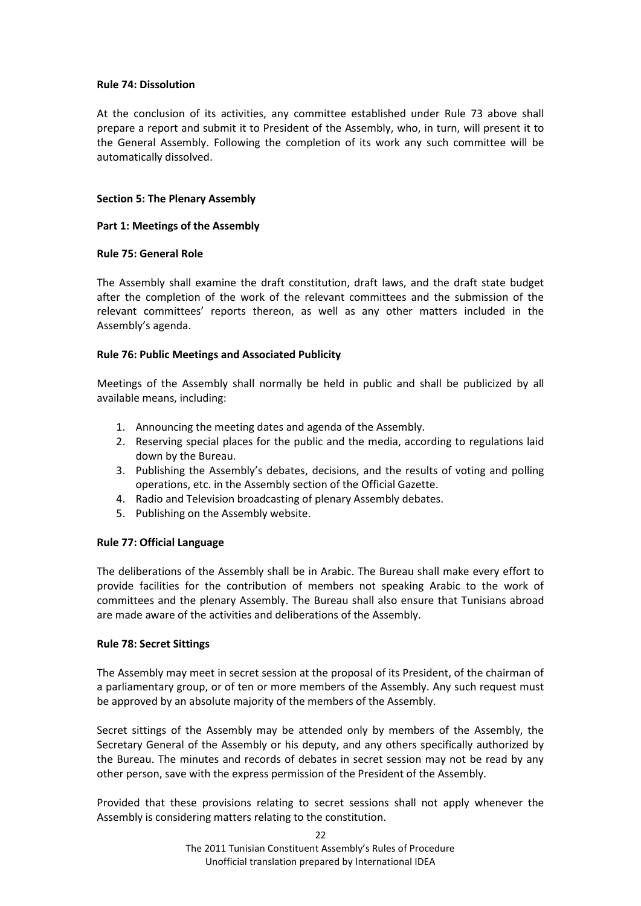**Rule 74: Dissolution**

At the conclusion of its activities, any committee established under Rule 73 above shall prepare a report and submit it to President of the Assembly, who, in turn, will present it to the General Assembly. Following the completion of its work any such committee will be automatically dissolved.

## Section 5: The Plenary Assembly

### Part 1: Meetings of the Assembly

**Rule 75: General Role**

The Assembly shall examine the draft constitution, draft laws, and the draft state budget after the completion of the work of the relevant committees and the submission of the relevant committees' reports thereon, as well as any other matters included in the Assembly's agenda.

**Rule 76: Public Meetings and Associated Publicity**

Meetings of the Assembly shall normally be held in public and shall be publicized by all available means, including:

1. Announcing the meeting dates and agenda of the Assembly.
2. Reserving special places for the public and the media, according to regulations laid down by the Bureau.
3. Publishing the Assembly's debates, decisions, and the results of voting and polling operations, etc. in the Assembly section of the Official Gazette.
4. Radio and Television broadcasting of plenary Assembly debates.
5. Publishing on the Assembly website.

**Rule 77: Official Language**

The deliberations of the Assembly shall be in Arabic. The Bureau shall make every effort to provide facilities for the contribution of members not speaking Arabic to the work of committees and the plenary Assembly. The Bureau shall also ensure that Tunisians abroad are made aware of the activities and deliberations of the Assembly.

**Rule 78: Secret Sittings**

The Assembly may meet in secret session at the proposal of its President, of the chairman of a parliamentary group, or of ten or more members of the Assembly. Any such request must be approved by an absolute majority of the members of the Assembly.

Secret sittings of the Assembly may be attended only by members of the Assembly, the Secretary General of the Assembly or his deputy, and any others specifically authorized by the Bureau. The minutes and records of debates in secret session may not be read by any other person, save with the express permission of the President of the Assembly.

Provided that these provisions relating to secret sessions shall not apply whenever the Assembly is considering matters relating to the constitution.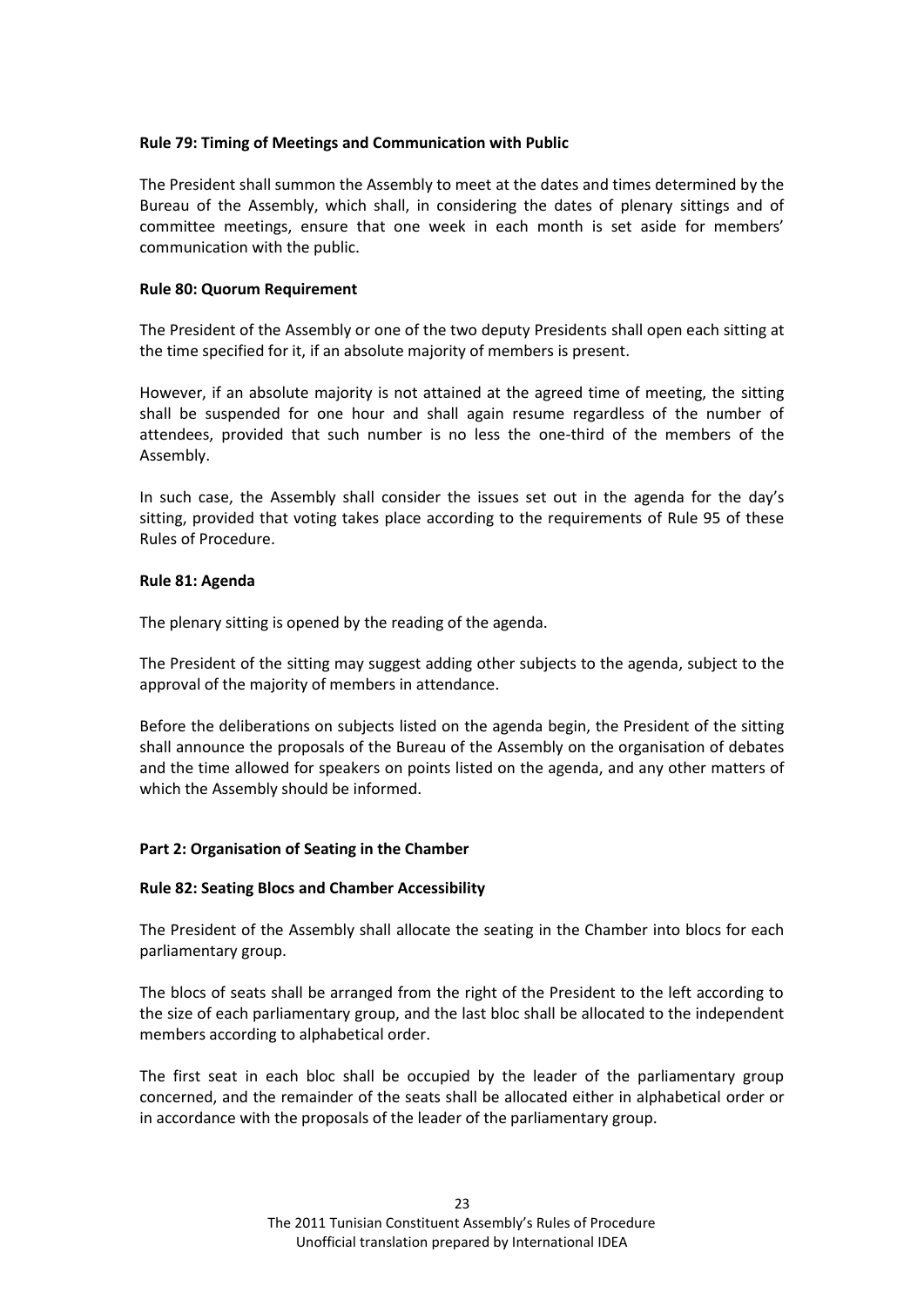**Rule 79: Timing of Meetings and Communication with Public**

The President shall summon the Assembly to meet at the dates and times determined by the Bureau of the Assembly, which shall, in considering the dates of plenary sittings and of committee meetings, ensure that one week in each month is set aside for members' communication with the public.

**Rule 80: Quorum Requirement**

The President of the Assembly or one of the two deputy Presidents shall open each sitting at the time specified for it, if an absolute majority of members is present.

However, if an absolute majority is not attained at the agreed time of meeting, the sitting shall be suspended for one hour and shall again resume regardless of the number of attendees, provided that such number is no less the one-third of the members of the Assembly.

In such case, the Assembly shall consider the issues set out in the agenda for the day's sitting, provided that voting takes place according to the requirements of Rule 95 of these Rules of Procedure.

**Rule 81: Agenda**

The plenary sitting is opened by the reading of the agenda.

The President of the sitting may suggest adding other subjects to the agenda, subject to the approval of the majority of members in attendance.

Before the deliberations on subjects listed on the agenda begin, the President of the sitting shall announce the proposals of the Bureau of the Assembly on the organisation of debates and the time allowed for speakers on points listed on the agenda, and any other matters of which the Assembly should be informed.

**Part 2: Organisation of Seating in the Chamber**

**Rule 82: Seating Blocs and Chamber Accessibility**

The President of the Assembly shall allocate the seating in the Chamber into blocs for each parliamentary group.

The blocs of seats shall be arranged from the right of the President to the left according to the size of each parliamentary group, and the last bloc shall be allocated to the independent members according to alphabetical order.

The first seat in each bloc shall be occupied by the leader of the parliamentary group concerned, and the remainder of the seats shall be allocated either in alphabetical order or in accordance with the proposals of the leader of the parliamentary group.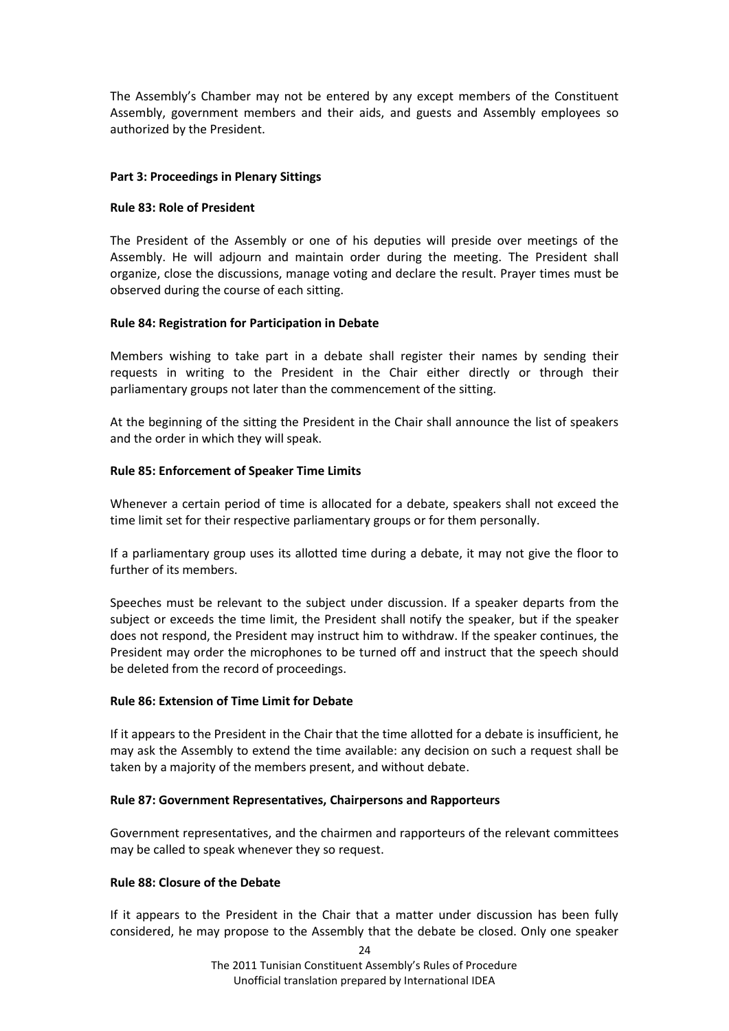The Assembly's Chamber may not be entered by any except members of the Constituent Assembly, government members and their aids, and guests and Assembly employees so authorized by the President.

### Part 3: Proceedings in Plenary Sittings

#### Rule 83: Role of President

The President of the Assembly or one of his deputies will preside over meetings of the Assembly. He will adjourn and maintain order during the meeting. The President shall organize, close the discussions, manage voting and declare the result. Prayer times must be observed during the course of each sitting.

#### Rule 84: Registration for Participation in Debate

Members wishing to take part in a debate shall register their names by sending their requests in writing to the President in the Chair either directly or through their parliamentary groups not later than the commencement of the sitting.

At the beginning of the sitting the President in the Chair shall announce the list of speakers and the order in which they will speak.

#### Rule 85: Enforcement of Speaker Time Limits

Whenever a certain period of time is allocated for a debate, speakers shall not exceed the time limit set for their respective parliamentary groups or for them personally.

If a parliamentary group uses its allotted time during a debate, it may not give the floor to further of its members.

Speeches must be relevant to the subject under discussion. If a speaker departs from the subject or exceeds the time limit, the President shall notify the speaker, but if the speaker does not respond, the President may instruct him to withdraw. If the speaker continues, the President may order the microphones to be turned off and instruct that the speech should be deleted from the record of proceedings.

#### Rule 86: Extension of Time Limit for Debate

If it appears to the President in the Chair that the time allotted for a debate is insufficient, he may ask the Assembly to extend the time available: any decision on such a request shall be taken by a majority of the members present, and without debate.

#### Rule 87: Government Representatives, Chairpersons and Rapporteurs

Government representatives, and the chairmen and rapporteurs of the relevant committees may be called to speak whenever they so request.

#### Rule 88: Closure of the Debate

If it appears to the President in the Chair that a matter under discussion has been fully considered, he may propose to the Assembly that the debate be closed. Only one speaker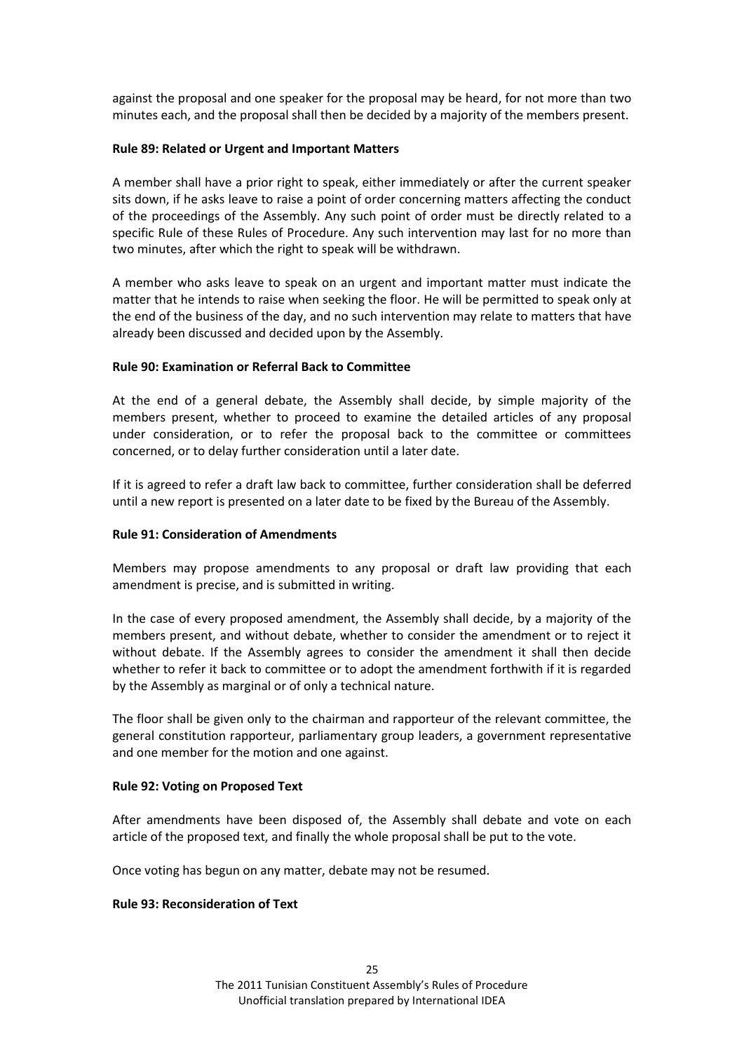against the proposal and one speaker for the proposal may be heard, for not more than two minutes each, and the proposal shall then be decided by a majority of the members present.

**Rule 89: Related or Urgent and Important Matters**

A member shall have a prior right to speak, either immediately or after the current speaker sits down, if he asks leave to raise a point of order concerning matters affecting the conduct of the proceedings of the Assembly. Any such point of order must be directly related to a specific Rule of these Rules of Procedure. Any such intervention may last for no more than two minutes, after which the right to speak will be withdrawn.

A member who asks leave to speak on an urgent and important matter must indicate the matter that he intends to raise when seeking the floor. He will be permitted to speak only at the end of the business of the day, and no such intervention may relate to matters that have already been discussed and decided upon by the Assembly.

**Rule 90: Examination or Referral Back to Committee**

At the end of a general debate, the Assembly shall decide, by simple majority of the members present, whether to proceed to examine the detailed articles of any proposal under consideration, or to refer the proposal back to the committee or committees concerned, or to delay further consideration until a later date.

If it is agreed to refer a draft law back to committee, further consideration shall be deferred until a new report is presented on a later date to be fixed by the Bureau of the Assembly.

**Rule 91: Consideration of Amendments**

Members may propose amendments to any proposal or draft law providing that each amendment is precise, and is submitted in writing.

In the case of every proposed amendment, the Assembly shall decide, by a majority of the members present, and without debate, whether to consider the amendment or to reject it without debate. If the Assembly agrees to consider the amendment it shall then decide whether to refer it back to committee or to adopt the amendment forthwith if it is regarded by the Assembly as marginal or of only a technical nature.

The floor shall be given only to the chairman and rapporteur of the relevant committee, the general constitution rapporteur, parliamentary group leaders, a government representative and one member for the motion and one against.

**Rule 92: Voting on Proposed Text**

After amendments have been disposed of, the Assembly shall debate and vote on each article of the proposed text, and finally the whole proposal shall be put to the vote.

Once voting has begun on any matter, debate may not be resumed.

**Rule 93: Reconsideration of Text**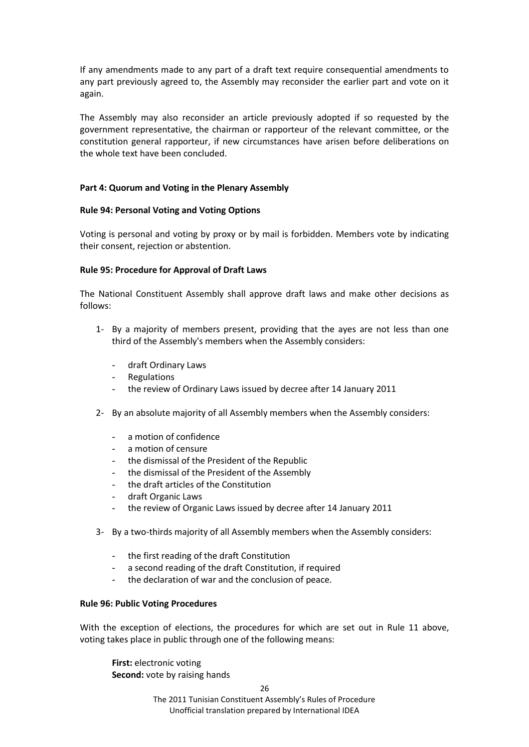If any amendments made to any part of a draft text require consequential amendments to any part previously agreed to, the Assembly may reconsider the earlier part and vote on it again.

The Assembly may also reconsider an article previously adopted if so requested by the government representative, the chairman or rapporteur of the relevant committee, or the constitution general rapporteur, if new circumstances have arisen before deliberations on the whole text have been concluded.

**Part 4: Quorum and Voting in the Plenary Assembly**

**Rule 94: Personal Voting and Voting Options**

Voting is personal and voting by proxy or by mail is forbidden. Members vote by indicating their consent, rejection or abstention.

**Rule 95: Procedure for Approval of Draft Laws**

The National Constituent Assembly shall approve draft laws and make other decisions as follows:

1- By a majority of members present, providing that the ayes are not less than one third of the Assembly's members when the Assembly considers:

   - draft Ordinary Laws
   - Regulations
   - the review of Ordinary Laws issued by decree after 14 January 2011

2- By an absolute majority of all Assembly members when the Assembly considers:

   - a motion of confidence
   - a motion of censure
   - the dismissal of the President of the Republic
   - the dismissal of the President of the Assembly
   - the draft articles of the Constitution
   - draft Organic Laws
   - the review of Organic Laws issued by decree after 14 January 2011

3- By a two-thirds majority of all Assembly members when the Assembly considers:

   - the first reading of the draft Constitution
   - a second reading of the draft Constitution, if required
   - the declaration of war and the conclusion of peace.

**Rule 96: Public Voting Procedures**

With the exception of elections, the procedures for which are set out in Rule 11 above, voting takes place in public through one of the following means:

**First:** electronic voting
**Second:** vote by raising hands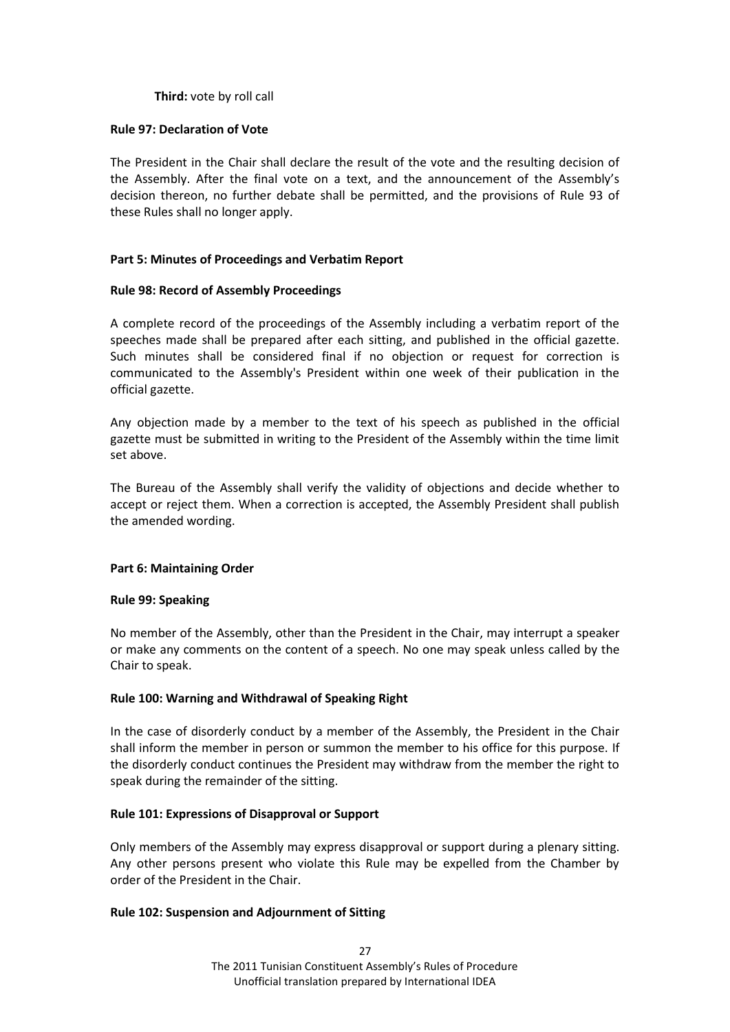**Third:** vote by roll call

**Rule 97: Declaration of Vote**

The President in the Chair shall declare the result of the vote and the resulting decision of the Assembly. After the final vote on a text, and the announcement of the Assembly's decision thereon, no further debate shall be permitted, and the provisions of Rule 93 of these Rules shall no longer apply.

**Part 5: Minutes of Proceedings and Verbatim Report**

**Rule 98: Record of Assembly Proceedings**

A complete record of the proceedings of the Assembly including a verbatim report of the speeches made shall be prepared after each sitting, and published in the official gazette. Such minutes shall be considered final if no objection or request for correction is communicated to the Assembly's President within one week of their publication in the official gazette.

Any objection made by a member to the text of his speech as published in the official gazette must be submitted in writing to the President of the Assembly within the time limit set above.

The Bureau of the Assembly shall verify the validity of objections and decide whether to accept or reject them. When a correction is accepted, the Assembly President shall publish the amended wording.

**Part 6: Maintaining Order**

**Rule 99: Speaking**

No member of the Assembly, other than the President in the Chair, may interrupt a speaker or make any comments on the content of a speech. No one may speak unless called by the Chair to speak.

**Rule 100: Warning and Withdrawal of Speaking Right**

In the case of disorderly conduct by a member of the Assembly, the President in the Chair shall inform the member in person or summon the member to his office for this purpose. If the disorderly conduct continues the President may withdraw from the member the right to speak during the remainder of the sitting.

**Rule 101: Expressions of Disapproval or Support**

Only members of the Assembly may express disapproval or support during a plenary sitting. Any other persons present who violate this Rule may be expelled from the Chamber by order of the President in the Chair.

**Rule 102: Suspension and Adjournment of Sitting**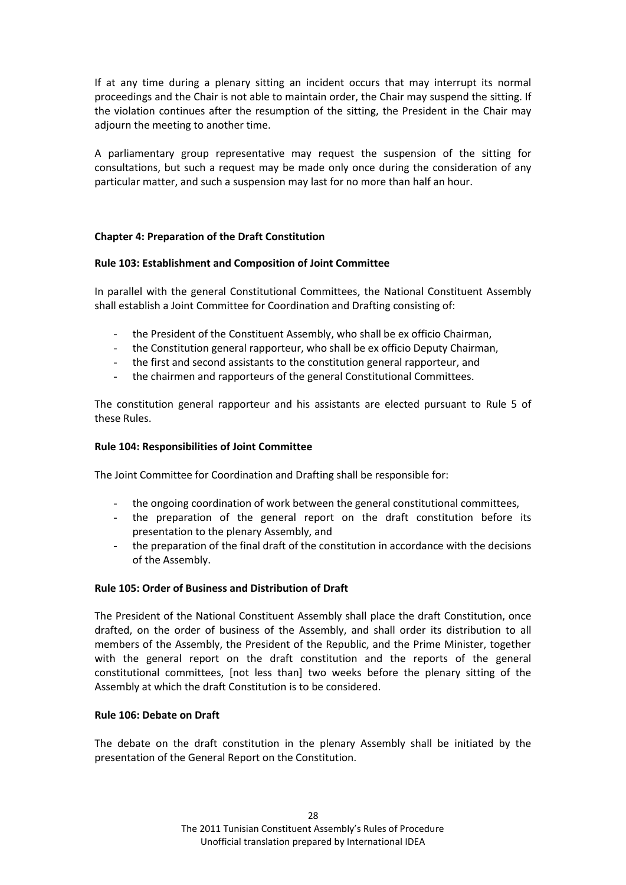If at any time during a plenary sitting an incident occurs that may interrupt its normal proceedings and the Chair is not able to maintain order, the Chair may suspend the sitting. If the violation continues after the resumption of the sitting, the President in the Chair may adjourn the meeting to another time.

A parliamentary group representative may request the suspension of the sitting for consultations, but such a request may be made only once during the consideration of any particular matter, and such a suspension may last for no more than half an hour.

## Chapter 4: Preparation of the Draft Constitution

### Rule 103: Establishment and Composition of Joint Committee

In parallel with the general Constitutional Committees, the National Constituent Assembly shall establish a Joint Committee for Coordination and Drafting consisting of:

- the President of the Constituent Assembly, who shall be ex officio Chairman,
- the Constitution general rapporteur, who shall be ex officio Deputy Chairman,
- the first and second assistants to the constitution general rapporteur, and
- the chairmen and rapporteurs of the general Constitutional Committees.

The constitution general rapporteur and his assistants are elected pursuant to Rule 5 of these Rules.

### Rule 104: Responsibilities of Joint Committee

The Joint Committee for Coordination and Drafting shall be responsible for:

- the ongoing coordination of work between the general constitutional committees,
- the preparation of the general report on the draft constitution before its presentation to the plenary Assembly, and
- the preparation of the final draft of the constitution in accordance with the decisions of the Assembly.

### Rule 105: Order of Business and Distribution of Draft

The President of the National Constituent Assembly shall place the draft Constitution, once drafted, on the order of business of the Assembly, and shall order its distribution to all members of the Assembly, the President of the Republic, and the Prime Minister, together with the general report on the draft constitution and the reports of the general constitutional committees, [not less than] two weeks before the plenary sitting of the Assembly at which the draft Constitution is to be considered.

### Rule 106: Debate on Draft

The debate on the draft constitution in the plenary Assembly shall be initiated by the presentation of the General Report on the Constitution.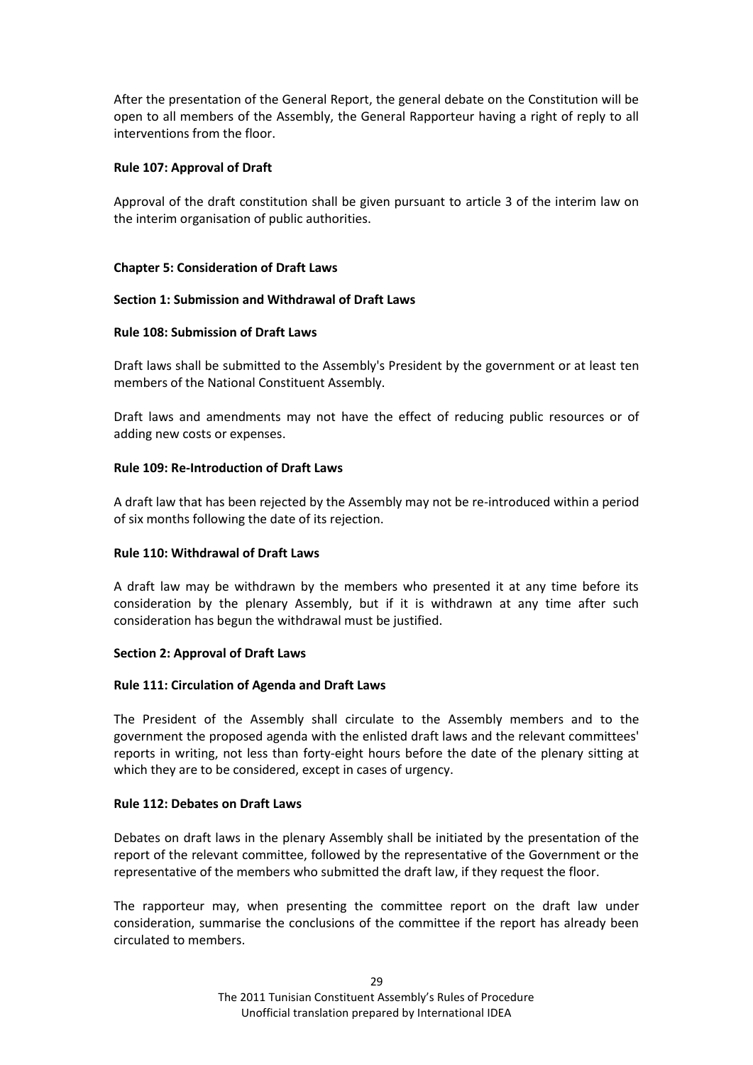After the presentation of the General Report, the general debate on the Constitution will be open to all members of the Assembly, the General Rapporteur having a right of reply to all interventions from the floor.

**Rule 107: Approval of Draft**

Approval of the draft constitution shall be given pursuant to article 3 of the interim law on the interim organisation of public authorities.

**Chapter 5: Consideration of Draft Laws**

**Section 1: Submission and Withdrawal of Draft Laws**

**Rule 108: Submission of Draft Laws**

Draft laws shall be submitted to the Assembly's President by the government or at least ten members of the National Constituent Assembly.

Draft laws and amendments may not have the effect of reducing public resources or of adding new costs or expenses.

**Rule 109: Re-Introduction of Draft Laws**

A draft law that has been rejected by the Assembly may not be re-introduced within a period of six months following the date of its rejection.

**Rule 110: Withdrawal of Draft Laws**

A draft law may be withdrawn by the members who presented it at any time before its consideration by the plenary Assembly, but if it is withdrawn at any time after such consideration has begun the withdrawal must be justified.

**Section 2: Approval of Draft Laws**

**Rule 111: Circulation of Agenda and Draft Laws**

The President of the Assembly shall circulate to the Assembly members and to the government the proposed agenda with the enlisted draft laws and the relevant committees' reports in writing, not less than forty-eight hours before the date of the plenary sitting at which they are to be considered, except in cases of urgency.

**Rule 112: Debates on Draft Laws**

Debates on draft laws in the plenary Assembly shall be initiated by the presentation of the report of the relevant committee, followed by the representative of the Government or the representative of the members who submitted the draft law, if they request the floor.

The rapporteur may, when presenting the committee report on the draft law under consideration, summarise the conclusions of the committee if the report has already been circulated to members.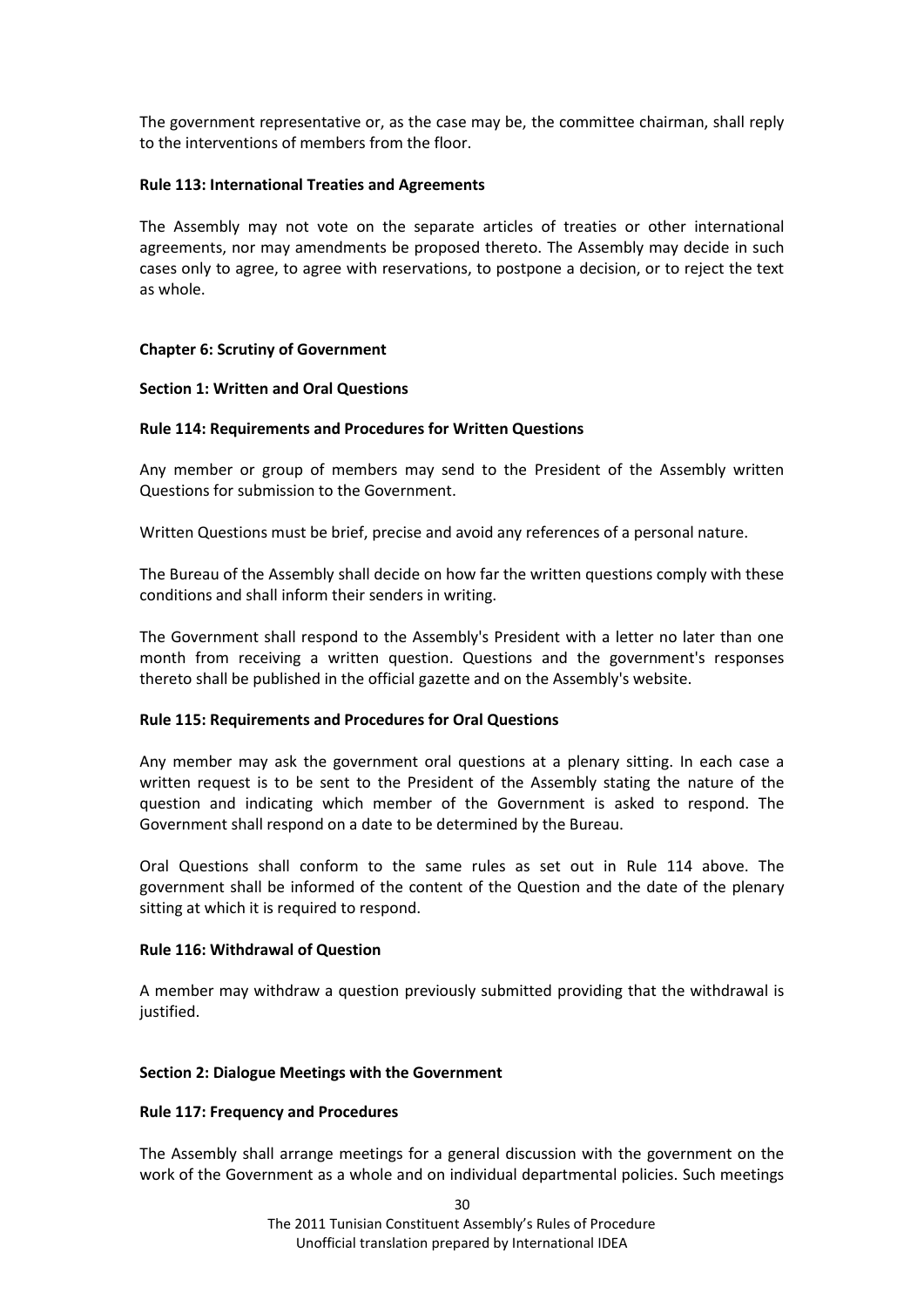The government representative or, as the case may be, the committee chairman, shall reply to the interventions of members from the floor.

**Rule 113: International Treaties and Agreements**

The Assembly may not vote on the separate articles of treaties or other international agreements, nor may amendments be proposed thereto. The Assembly may decide in such cases only to agree, to agree with reservations, to postpone a decision, or to reject the text as whole.

## Chapter 6: Scrutiny of Government

### Section 1: Written and Oral Questions

**Rule 114: Requirements and Procedures for Written Questions**

Any member or group of members may send to the President of the Assembly written Questions for submission to the Government.

Written Questions must be brief, precise and avoid any references of a personal nature.

The Bureau of the Assembly shall decide on how far the written questions comply with these conditions and shall inform their senders in writing.

The Government shall respond to the Assembly's President with a letter no later than one month from receiving a written question. Questions and the government's responses thereto shall be published in the official gazette and on the Assembly's website.

**Rule 115: Requirements and Procedures for Oral Questions**

Any member may ask the government oral questions at a plenary sitting. In each case a written request is to be sent to the President of the Assembly stating the nature of the question and indicating which member of the Government is asked to respond. The Government shall respond on a date to be determined by the Bureau.

Oral Questions shall conform to the same rules as set out in Rule 114 above. The government shall be informed of the content of the Question and the date of the plenary sitting at which it is required to respond.

**Rule 116: Withdrawal of Question**

A member may withdraw a question previously submitted providing that the withdrawal is justified.

### Section 2: Dialogue Meetings with the Government

**Rule 117: Frequency and Procedures**

The Assembly shall arrange meetings for a general discussion with the government on the work of the Government as a whole and on individual departmental policies. Such meetings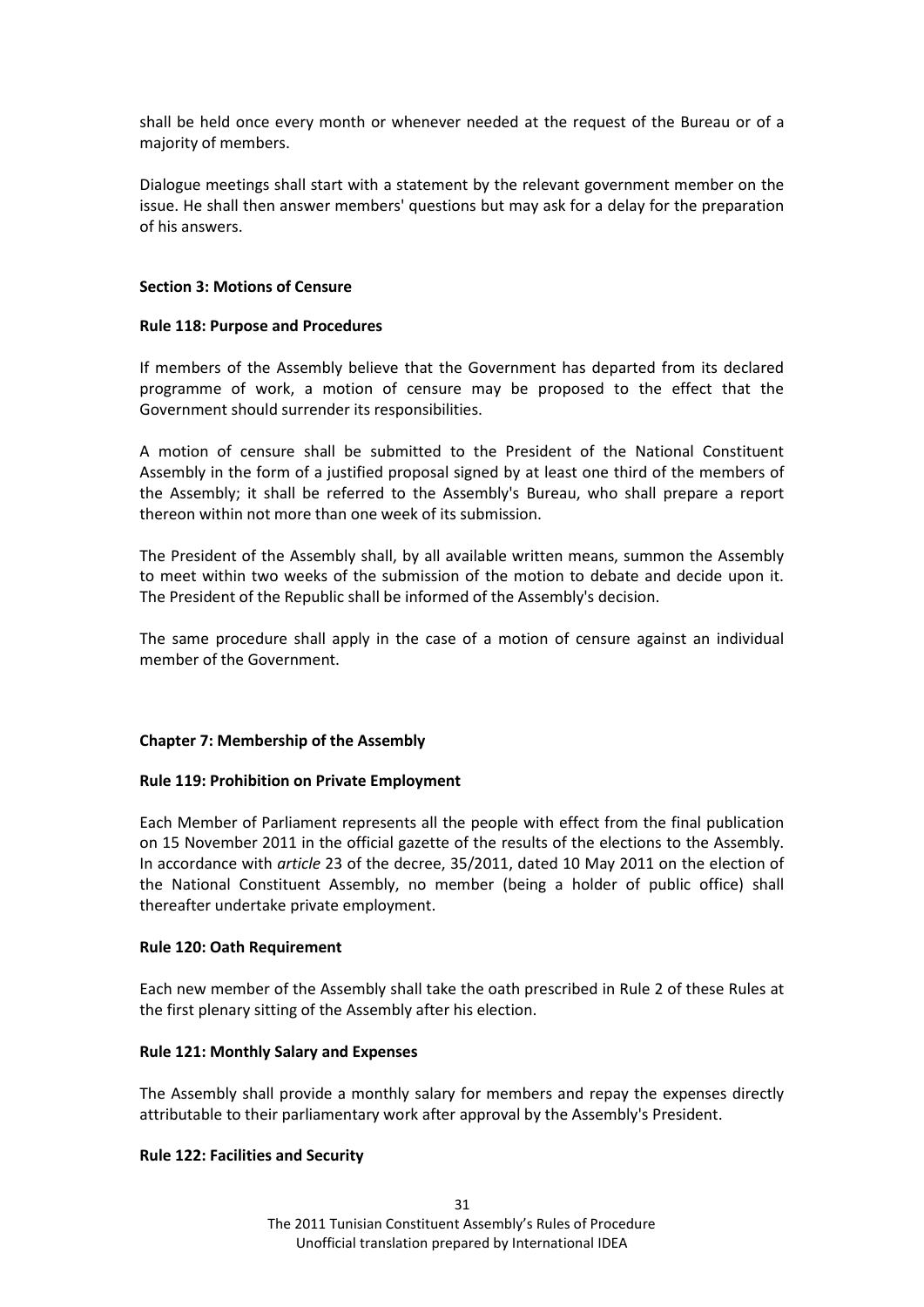shall be held once every month or whenever needed at the request of the Bureau or of a majority of members.

Dialogue meetings shall start with a statement by the relevant government member on the issue. He shall then answer members' questions but may ask for a delay for the preparation of his answers.

**Section 3: Motions of Censure**

**Rule 118: Purpose and Procedures**

If members of the Assembly believe that the Government has departed from its declared programme of work, a motion of censure may be proposed to the effect that the Government should surrender its responsibilities.

A motion of censure shall be submitted to the President of the National Constituent Assembly in the form of a justified proposal signed by at least one third of the members of the Assembly; it shall be referred to the Assembly's Bureau, who shall prepare a report thereon within not more than one week of its submission.

The President of the Assembly shall, by all available written means, summon the Assembly to meet within two weeks of the submission of the motion to debate and decide upon it. The President of the Republic shall be informed of the Assembly's decision.

The same procedure shall apply in the case of a motion of censure against an individual member of the Government.

**Chapter 7: Membership of the Assembly**

**Rule 119: Prohibition on Private Employment**

Each Member of Parliament represents all the people with effect from the final publication on 15 November 2011 in the official gazette of the results of the elections to the Assembly. In accordance with *article* 23 of the decree, 35/2011, dated 10 May 2011 on the election of the National Constituent Assembly, no member (being a holder of public office) shall thereafter undertake private employment.

**Rule 120: Oath Requirement**

Each new member of the Assembly shall take the oath prescribed in Rule 2 of these Rules at the first plenary sitting of the Assembly after his election.

**Rule 121: Monthly Salary and Expenses**

The Assembly shall provide a monthly salary for members and repay the expenses directly attributable to their parliamentary work after approval by the Assembly's President.

**Rule 122: Facilities and Security**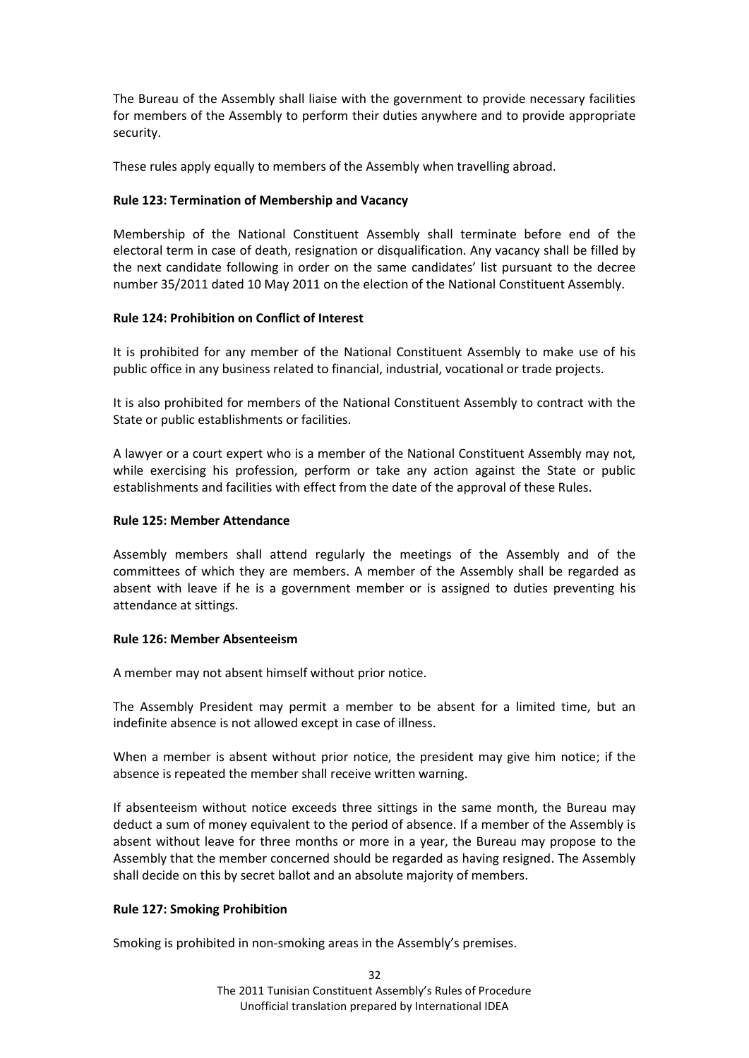The Bureau of the Assembly shall liaise with the government to provide necessary facilities for members of the Assembly to perform their duties anywhere and to provide appropriate security.

These rules apply equally to members of the Assembly when travelling abroad.

**Rule 123: Termination of Membership and Vacancy**

Membership of the National Constituent Assembly shall terminate before end of the electoral term in case of death, resignation or disqualification. Any vacancy shall be filled by the next candidate following in order on the same candidates' list pursuant to the decree number 35/2011 dated 10 May 2011 on the election of the National Constituent Assembly.

**Rule 124: Prohibition on Conflict of Interest**

It is prohibited for any member of the National Constituent Assembly to make use of his public office in any business related to financial, industrial, vocational or trade projects.

It is also prohibited for members of the National Constituent Assembly to contract with the State or public establishments or facilities.

A lawyer or a court expert who is a member of the National Constituent Assembly may not, while exercising his profession, perform or take any action against the State or public establishments and facilities with effect from the date of the approval of these Rules.

**Rule 125: Member Attendance**

Assembly members shall attend regularly the meetings of the Assembly and of the committees of which they are members. A member of the Assembly shall be regarded as absent with leave if he is a government member or is assigned to duties preventing his attendance at sittings.

**Rule 126: Member Absenteeism**

A member may not absent himself without prior notice.

The Assembly President may permit a member to be absent for a limited time, but an indefinite absence is not allowed except in case of illness.

When a member is absent without prior notice, the president may give him notice; if the absence is repeated the member shall receive written warning.

If absenteeism without notice exceeds three sittings in the same month, the Bureau may deduct a sum of money equivalent to the period of absence. If a member of the Assembly is absent without leave for three months or more in a year, the Bureau may propose to the Assembly that the member concerned should be regarded as having resigned. The Assembly shall decide on this by secret ballot and an absolute majority of members.

**Rule 127: Smoking Prohibition**

Smoking is prohibited in non-smoking areas in the Assembly's premises.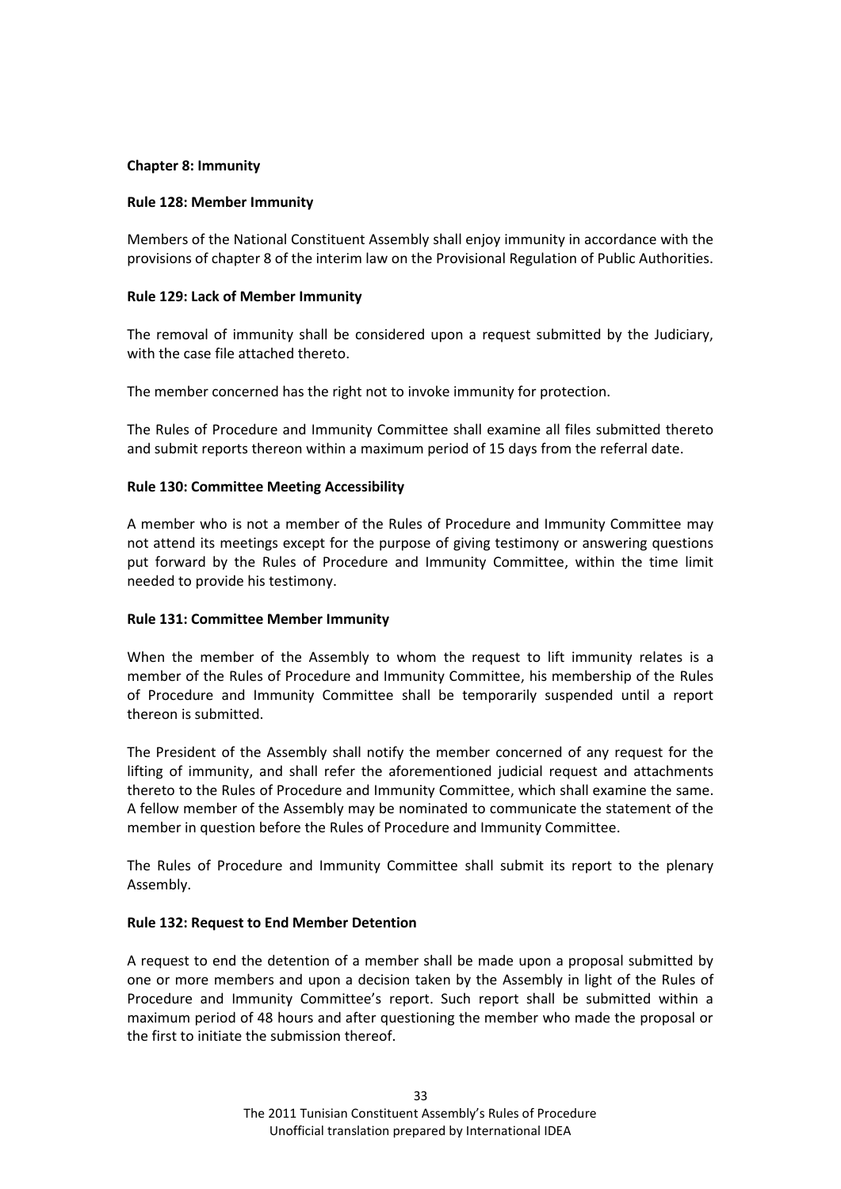## Chapter 8: Immunity

### Rule 128: Member Immunity

Members of the National Constituent Assembly shall enjoy immunity in accordance with the provisions of chapter 8 of the interim law on the Provisional Regulation of Public Authorities.

### Rule 129: Lack of Member Immunity

The removal of immunity shall be considered upon a request submitted by the Judiciary, with the case file attached thereto.

The member concerned has the right not to invoke immunity for protection.

The Rules of Procedure and Immunity Committee shall examine all files submitted thereto and submit reports thereon within a maximum period of 15 days from the referral date.

### Rule 130: Committee Meeting Accessibility

A member who is not a member of the Rules of Procedure and Immunity Committee may not attend its meetings except for the purpose of giving testimony or answering questions put forward by the Rules of Procedure and Immunity Committee, within the time limit needed to provide his testimony.

### Rule 131: Committee Member Immunity

When the member of the Assembly to whom the request to lift immunity relates is a member of the Rules of Procedure and Immunity Committee, his membership of the Rules of Procedure and Immunity Committee shall be temporarily suspended until a report thereon is submitted.

The President of the Assembly shall notify the member concerned of any request for the lifting of immunity, and shall refer the aforementioned judicial request and attachments thereto to the Rules of Procedure and Immunity Committee, which shall examine the same. A fellow member of the Assembly may be nominated to communicate the statement of the member in question before the Rules of Procedure and Immunity Committee.

The Rules of Procedure and Immunity Committee shall submit its report to the plenary Assembly.

### Rule 132: Request to End Member Detention

A request to end the detention of a member shall be made upon a proposal submitted by one or more members and upon a decision taken by the Assembly in light of the Rules of Procedure and Immunity Committee's report. Such report shall be submitted within a maximum period of 48 hours and after questioning the member who made the proposal or the first to initiate the submission thereof.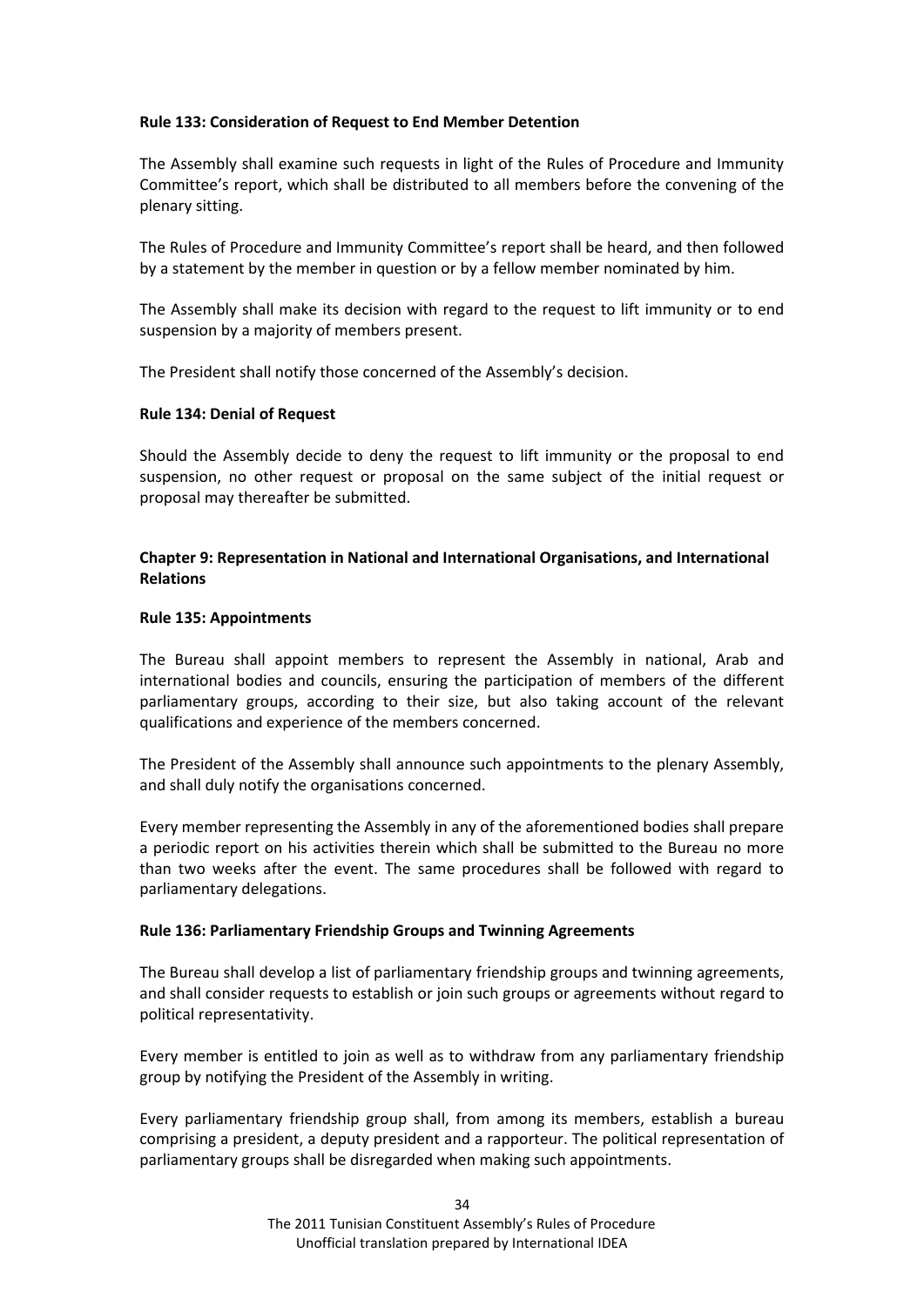**Rule 133: Consideration of Request to End Member Detention**

The Assembly shall examine such requests in light of the Rules of Procedure and Immunity Committee's report, which shall be distributed to all members before the convening of the plenary sitting.

The Rules of Procedure and Immunity Committee's report shall be heard, and then followed by a statement by the member in question or by a fellow member nominated by him.

The Assembly shall make its decision with regard to the request to lift immunity or to end suspension by a majority of members present.

The President shall notify those concerned of the Assembly's decision.

**Rule 134: Denial of Request**

Should the Assembly decide to deny the request to lift immunity or the proposal to end suspension, no other request or proposal on the same subject of the initial request or proposal may thereafter be submitted.

**Chapter 9: Representation in National and International Organisations, and International Relations**

**Rule 135: Appointments**

The Bureau shall appoint members to represent the Assembly in national, Arab and international bodies and councils, ensuring the participation of members of the different parliamentary groups, according to their size, but also taking account of the relevant qualifications and experience of the members concerned.

The President of the Assembly shall announce such appointments to the plenary Assembly, and shall duly notify the organisations concerned.

Every member representing the Assembly in any of the aforementioned bodies shall prepare a periodic report on his activities therein which shall be submitted to the Bureau no more than two weeks after the event. The same procedures shall be followed with regard to parliamentary delegations.

**Rule 136: Parliamentary Friendship Groups and Twinning Agreements**

The Bureau shall develop a list of parliamentary friendship groups and twinning agreements, and shall consider requests to establish or join such groups or agreements without regard to political representativity.

Every member is entitled to join as well as to withdraw from any parliamentary friendship group by notifying the President of the Assembly in writing.

Every parliamentary friendship group shall, from among its members, establish a bureau comprising a president, a deputy president and a rapporteur. The political representation of parliamentary groups shall be disregarded when making such appointments.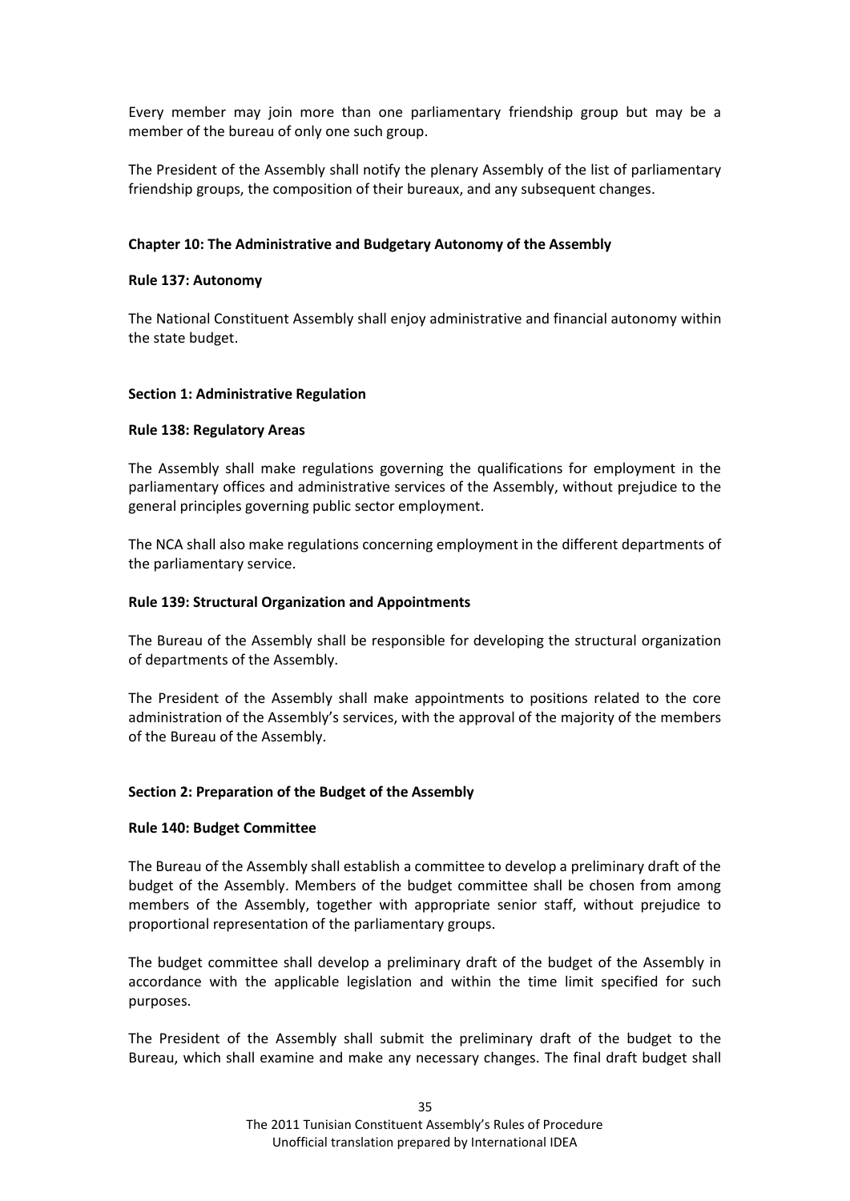Every member may join more than one parliamentary friendship group but may be a member of the bureau of only one such group.

The President of the Assembly shall notify the plenary Assembly of the list of parliamentary friendship groups, the composition of their bureaux, and any subsequent changes.

## Chapter 10: The Administrative and Budgetary Autonomy of the Assembly

### Rule 137: Autonomy

The National Constituent Assembly shall enjoy administrative and financial autonomy within the state budget.

## Section 1: Administrative Regulation

### Rule 138: Regulatory Areas

The Assembly shall make regulations governing the qualifications for employment in the parliamentary offices and administrative services of the Assembly, without prejudice to the general principles governing public sector employment.

The NCA shall also make regulations concerning employment in the different departments of the parliamentary service.

### Rule 139: Structural Organization and Appointments

The Bureau of the Assembly shall be responsible for developing the structural organization of departments of the Assembly.

The President of the Assembly shall make appointments to positions related to the core administration of the Assembly's services, with the approval of the majority of the members of the Bureau of the Assembly.

## Section 2: Preparation of the Budget of the Assembly

### Rule 140: Budget Committee

The Bureau of the Assembly shall establish a committee to develop a preliminary draft of the budget of the Assembly. Members of the budget committee shall be chosen from among members of the Assembly, together with appropriate senior staff, without prejudice to proportional representation of the parliamentary groups.

The budget committee shall develop a preliminary draft of the budget of the Assembly in accordance with the applicable legislation and within the time limit specified for such purposes.

The President of the Assembly shall submit the preliminary draft of the budget to the Bureau, which shall examine and make any necessary changes. The final draft budget shall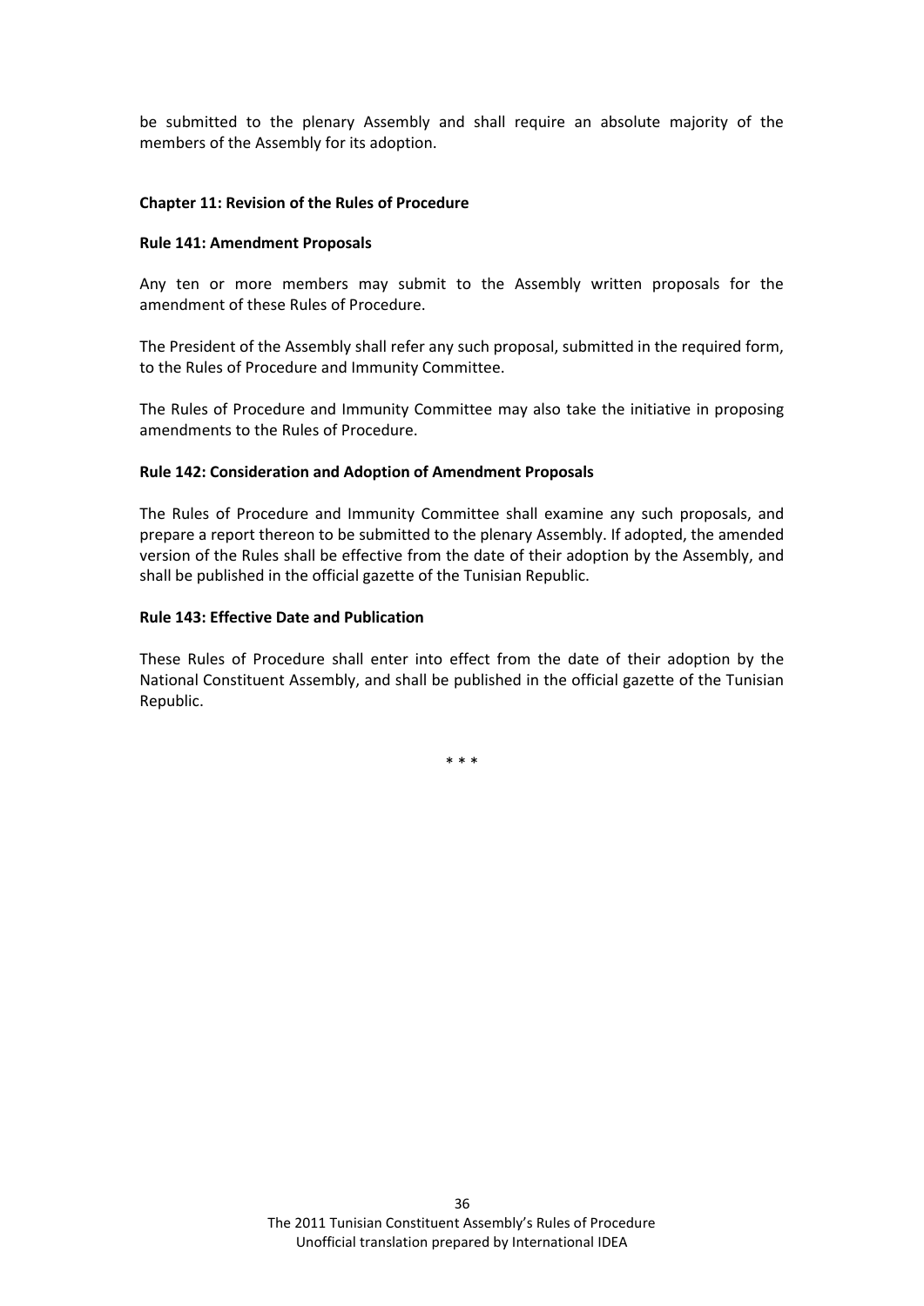be submitted to the plenary Assembly and shall require an absolute majority of the members of the Assembly for its adoption.

## Chapter 11: Revision of the Rules of Procedure

### Rule 141: Amendment Proposals

Any ten or more members may submit to the Assembly written proposals for the amendment of these Rules of Procedure.

The President of the Assembly shall refer any such proposal, submitted in the required form, to the Rules of Procedure and Immunity Committee.

The Rules of Procedure and Immunity Committee may also take the initiative in proposing amendments to the Rules of Procedure.

### Rule 142: Consideration and Adoption of Amendment Proposals

The Rules of Procedure and Immunity Committee shall examine any such proposals, and prepare a report thereon to be submitted to the plenary Assembly. If adopted, the amended version of the Rules shall be effective from the date of their adoption by the Assembly, and shall be published in the official gazette of the Tunisian Republic.

### Rule 143: Effective Date and Publication

These Rules of Procedure shall enter into effect from the date of their adoption by the National Constituent Assembly, and shall be published in the official gazette of the Tunisian Republic.

\* \* \*